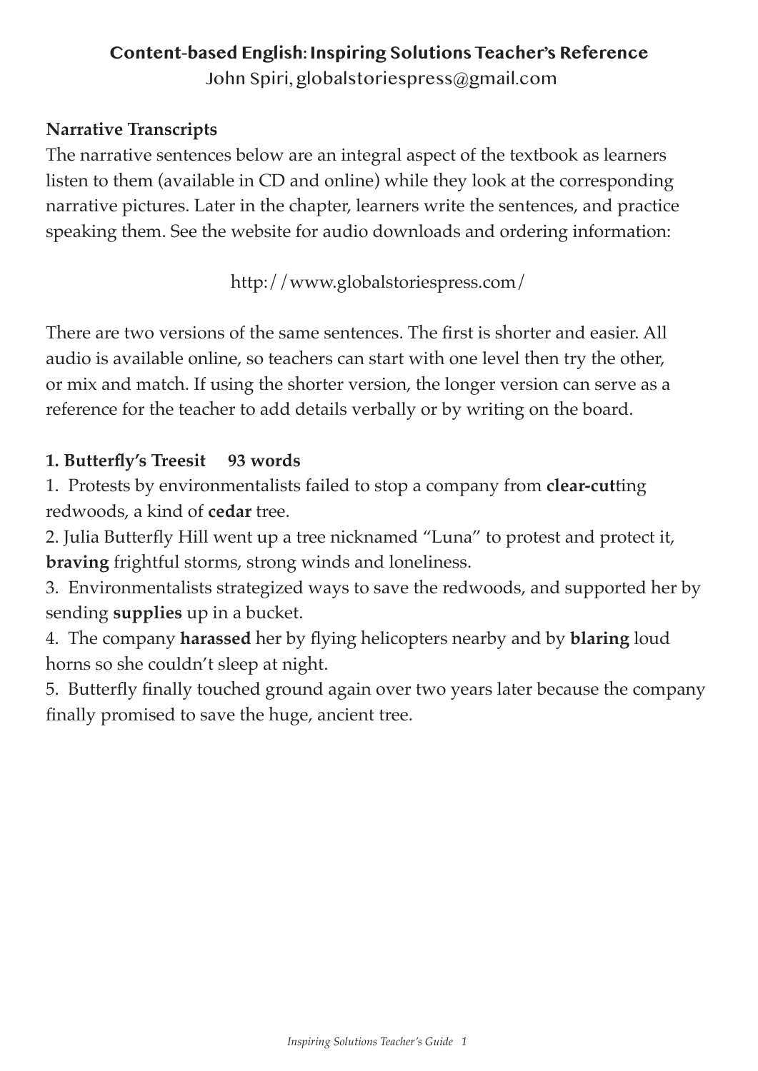# Content-based English: Inspiring Solutions Teacher's Reference

John Spiri, globalstoriespress@gmail.com

**Narrative Transcripts**

The narrative sentences below are an integral aspect of the textbook as learners listen to them (available in CD and online) while they look at the corresponding narrative pictures. Later in the chapter, learners write the sentences, and practice speaking them. See the website for audio downloads and ordering information:

http://www.globalstoriespress.com/

There are two versions of the same sentences. The first is shorter and easier. All audio is available online, so teachers can start with one level then try the other, or mix and match. If using the shorter version, the longer version can serve as a reference for the teacher to add details verbally or by writing on the board.

**1. Butterfly's Treesit 93 words**

1. Protests by environmentalists failed to stop a company from **clear-cut**ting redwoods, a kind of **cedar** tree.
2. Julia Butterfly Hill went up a tree nicknamed "Luna" to protest and protect it, **braving** frightful storms, strong winds and loneliness.
3. Environmentalists strategized ways to save the redwoods, and supported her by sending **supplies** up in a bucket.
4. The company **harassed** her by flying helicopters nearby and by **blaring** loud horns so she couldn't sleep at night.
5. Butterfly finally touched ground again over two years later because the company finally promised to save the huge, ancient tree.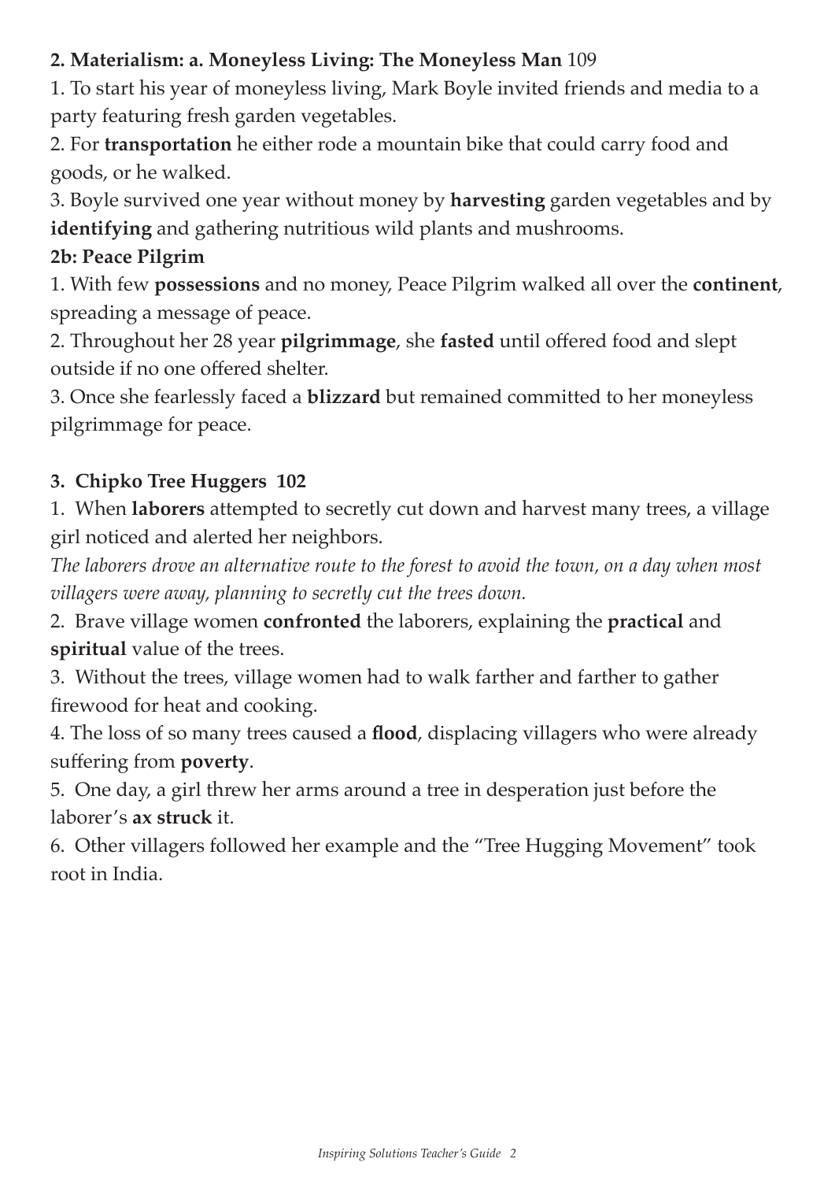**2. Materialism: a. Moneyless Living: The Moneyless Man** 109

1. To start his year of moneyless living, Mark Boyle invited friends and media to a party featuring fresh garden vegetables.

2. For **transportation** he either rode a mountain bike that could carry food and goods, or he walked.

3. Boyle survived one year without money by **harvesting** garden vegetables and by **identifying** and gathering nutritious wild plants and mushrooms.

**2b: Peace Pilgrim**

1. With few **possessions** and no money, Peace Pilgrim walked all over the **continent**, spreading a message of peace.

2. Throughout her 28 year **pilgrimmage**, she **fasted** until offered food and slept outside if no one offered shelter.

3. Once she fearlessly faced a **blizzard** but remained committed to her moneyless pilgrimmage for peace.

**3. Chipko Tree Huggers 102**

1. When **laborers** attempted to secretly cut down and harvest many trees, a village girl noticed and alerted her neighbors.

*The laborers drove an alternative route to the forest to avoid the town, on a day when most villagers were away, planning to secretly cut the trees down.*

2. Brave village women **confronted** the laborers, explaining the **practical** and **spiritual** value of the trees.

3. Without the trees, village women had to walk farther and farther to gather firewood for heat and cooking.

4. The loss of so many trees caused a **flood**, displacing villagers who were already suffering from **poverty**.

5. One day, a girl threw her arms around a tree in desperation just before the laborer's **ax struck** it.

6. Other villagers followed her example and the "Tree Hugging Movement" took root in India.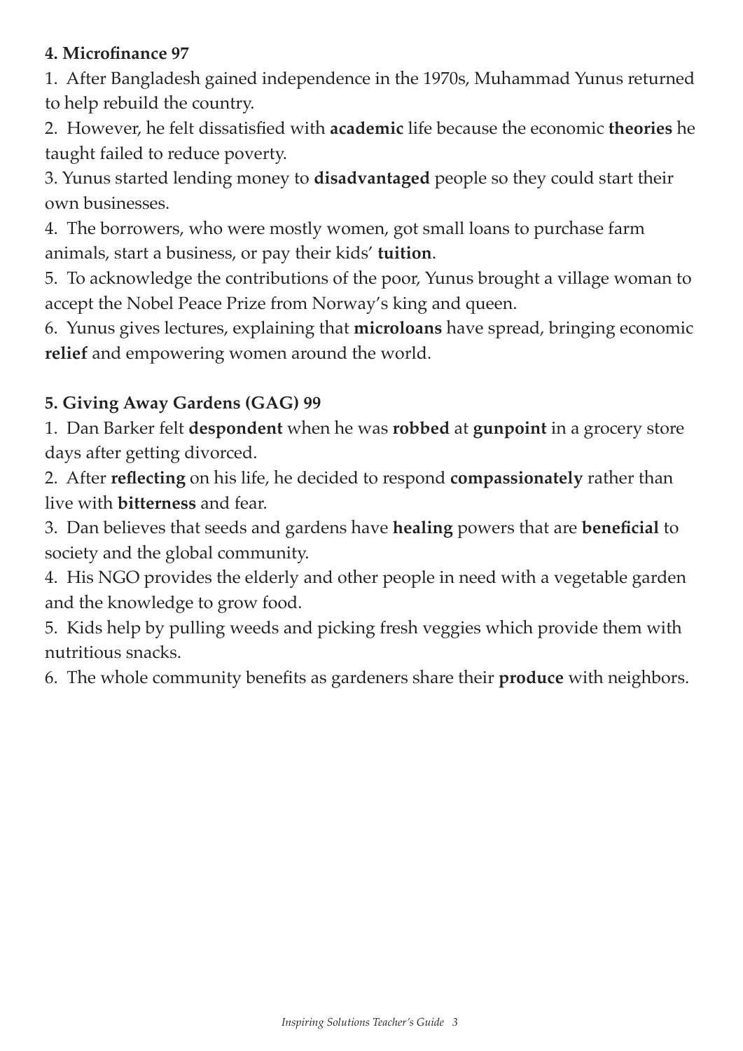**4. Microfinance 97**

1. After Bangladesh gained independence in the 1970s, Muhammad Yunus returned to help rebuild the country.

2. However, he felt dissatisfied with **academic** life because the economic **theories** he taught failed to reduce poverty.

3. Yunus started lending money to **disadvantaged** people so they could start their own businesses.

4. The borrowers, who were mostly women, got small loans to purchase farm animals, start a business, or pay their kids' **tuition**.

5. To acknowledge the contributions of the poor, Yunus brought a village woman to accept the Nobel Peace Prize from Norway's king and queen.

6. Yunus gives lectures, explaining that **microloans** have spread, bringing economic **relief** and empowering women around the world.

**5. Giving Away Gardens (GAG) 99**

1. Dan Barker felt **despondent** when he was **robbed** at **gunpoint** in a grocery store days after getting divorced.

2. After **reflecting** on his life, he decided to respond **compassionately** rather than live with **bitterness** and fear.

3. Dan believes that seeds and gardens have **healing** powers that are **beneficial** to society and the global community.

4. His NGO provides the elderly and other people in need with a vegetable garden and the knowledge to grow food.

5. Kids help by pulling weeds and picking fresh veggies which provide them with nutritious snacks.

6. The whole community benefits as gardeners share their **produce** with neighbors.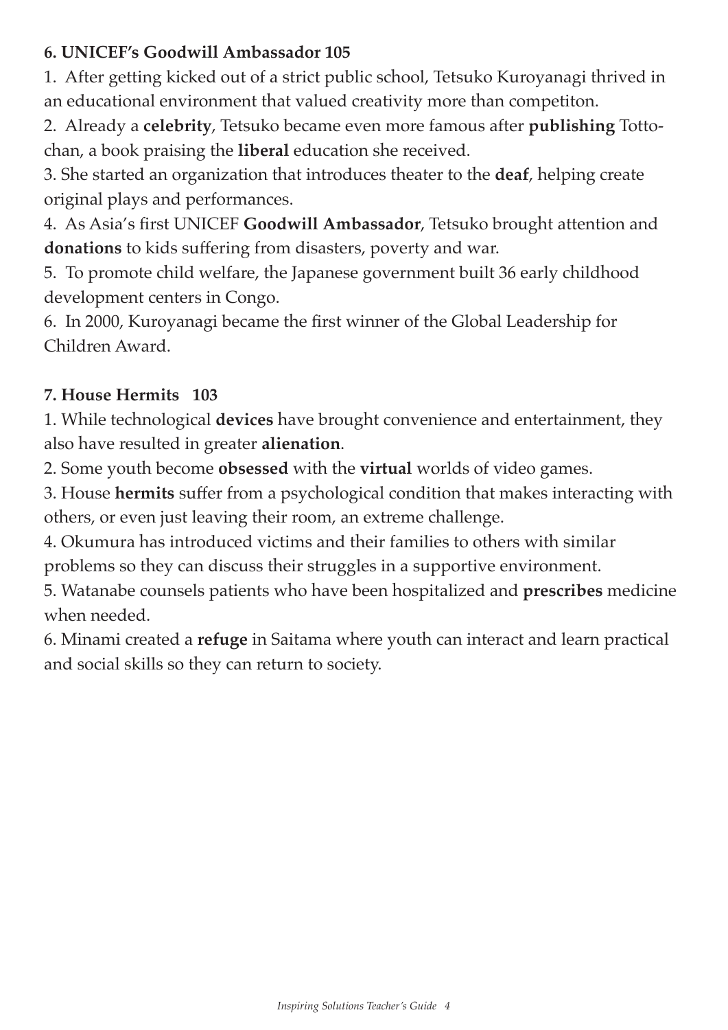**6. UNICEF's Goodwill Ambassador 105**

1. After getting kicked out of a strict public school, Tetsuko Kuroyanagi thrived in an educational environment that valued creativity more than competiton.

2. Already a **celebrity**, Tetsuko became even more famous after **publishing** Totto-chan, a book praising the **liberal** education she received.

3. She started an organization that introduces theater to the **deaf**, helping create original plays and performances.

4. As Asia's first UNICEF **Goodwill Ambassador**, Tetsuko brought attention and **donations** to kids suffering from disasters, poverty and war.

5. To promote child welfare, the Japanese government built 36 early childhood development centers in Congo.

6. In 2000, Kuroyanagi became the first winner of the Global Leadership for Children Award.

**7. House Hermits 103**

1. While technological **devices** have brought convenience and entertainment, they also have resulted in greater **alienation**.

2. Some youth become **obsessed** with the **virtual** worlds of video games.

3. House **hermits** suffer from a psychological condition that makes interacting with others, or even just leaving their room, an extreme challenge.

4. Okumura has introduced victims and their families to others with similar problems so they can discuss their struggles in a supportive environment.

5. Watanabe counsels patients who have been hospitalized and **prescribes** medicine when needed.

6. Minami created a **refuge** in Saitama where youth can interact and learn practical and social skills so they can return to society.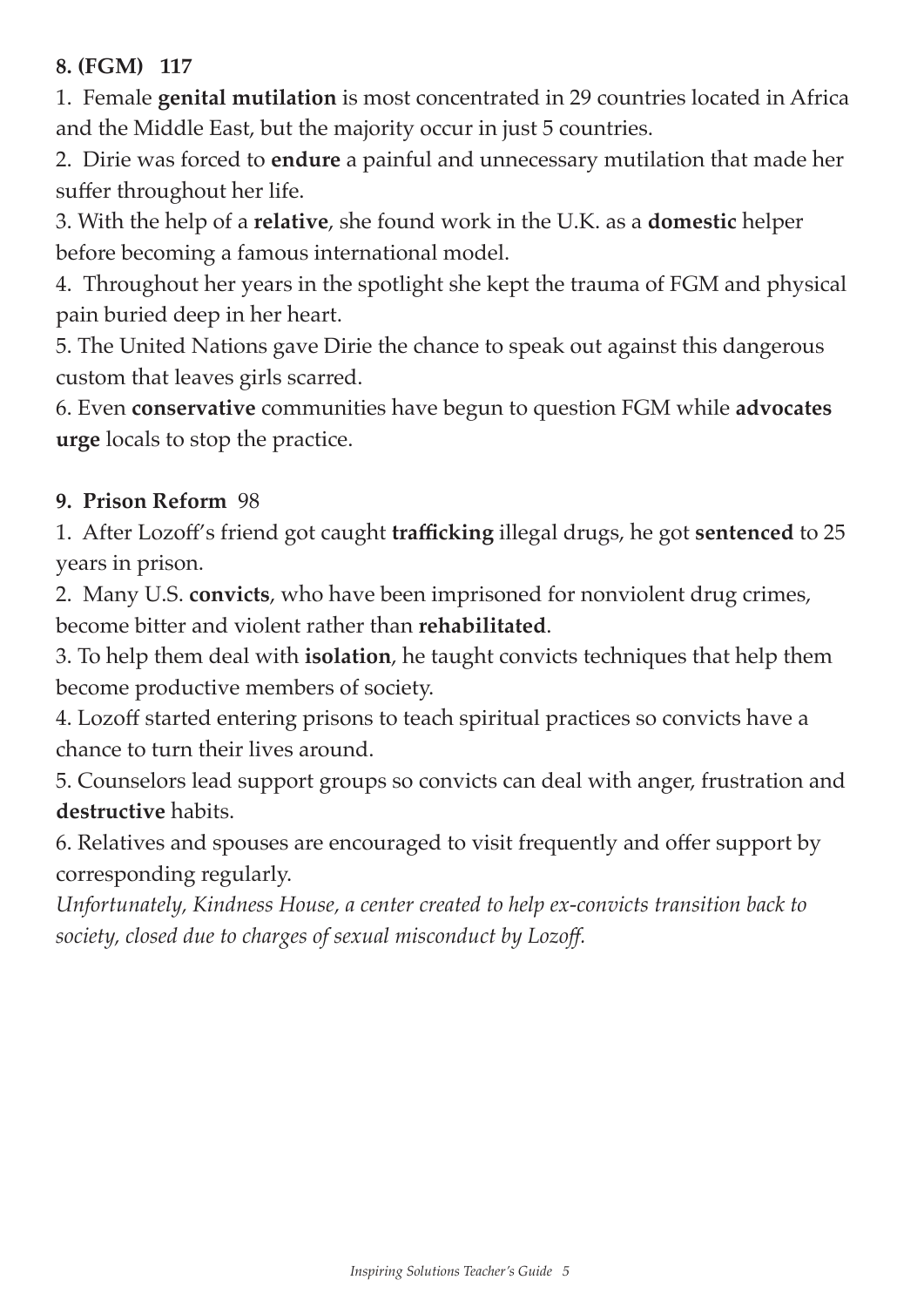**8. (FGM) 117**

1. Female **genital mutilation** is most concentrated in 29 countries located in Africa and the Middle East, but the majority occur in just 5 countries.

2. Dirie was forced to **endure** a painful and unnecessary mutilation that made her suffer throughout her life.

3. With the help of a **relative**, she found work in the U.K. as a **domestic** helper before becoming a famous international model.

4. Throughout her years in the spotlight she kept the trauma of FGM and physical pain buried deep in her heart.

5. The United Nations gave Dirie the chance to speak out against this dangerous custom that leaves girls scarred.

6. Even **conservative** communities have begun to question FGM while **advocates urge** locals to stop the practice.

**9. Prison Reform** 98

1. After Lozoff's friend got caught **trafficking** illegal drugs, he got **sentenced** to 25 years in prison.

2. Many U.S. **convicts**, who have been imprisoned for nonviolent drug crimes, become bitter and violent rather than **rehabilitated**.

3. To help them deal with **isolation**, he taught convicts techniques that help them become productive members of society.

4. Lozoff started entering prisons to teach spiritual practices so convicts have a chance to turn their lives around.

5. Counselors lead support groups so convicts can deal with anger, frustration and **destructive** habits.

6. Relatives and spouses are encouraged to visit frequently and offer support by corresponding regularly.

*Unfortunately, Kindness House, a center created to help ex-convicts transition back to society, closed due to charges of sexual misconduct by Lozoff.*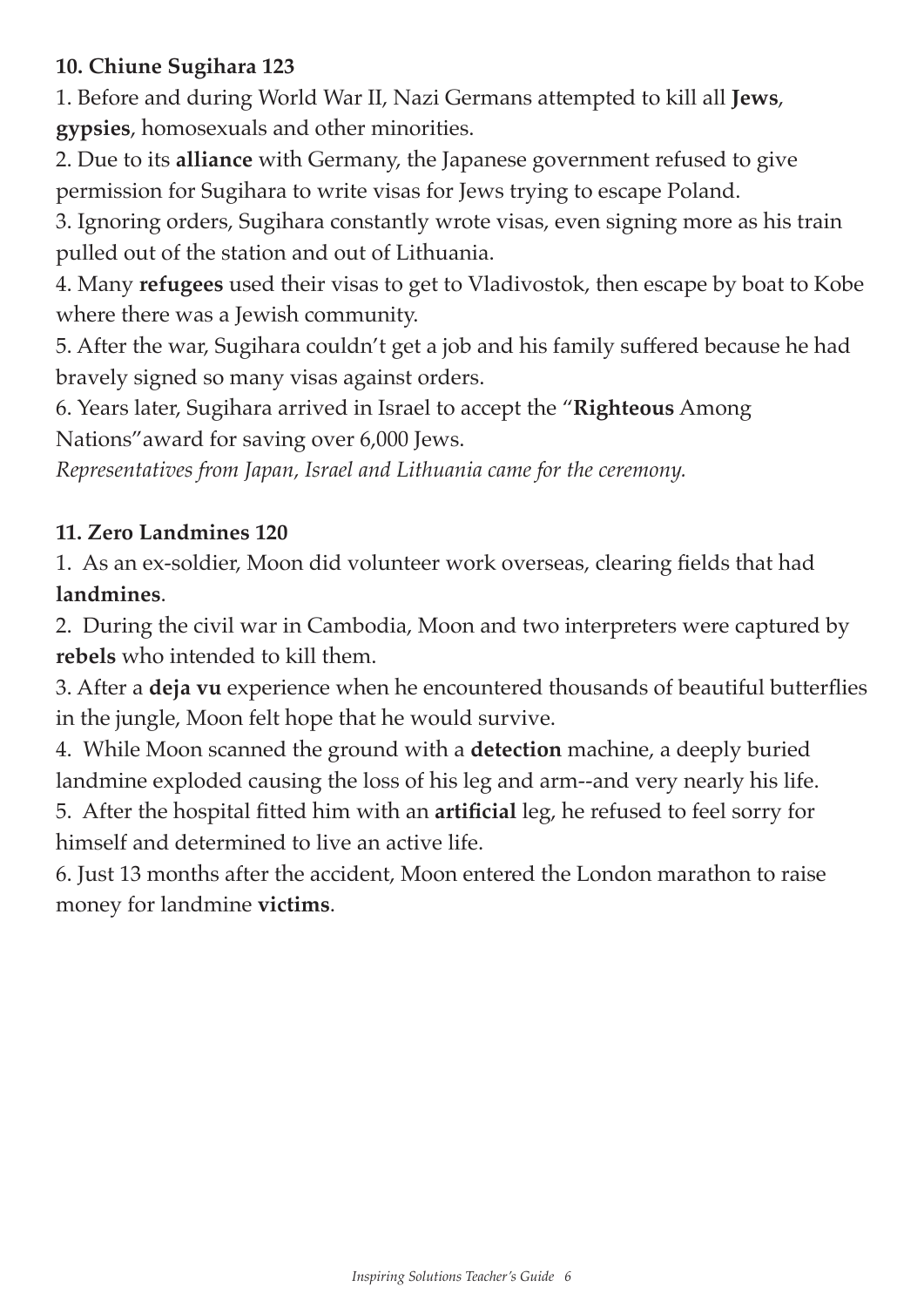**10. Chiune Sugihara 123**

1. Before and during World War II, Nazi Germans attempted to kill all **Jews**, **gypsies**, homosexuals and other minorities.
2. Due to its **alliance** with Germany, the Japanese government refused to give permission for Sugihara to write visas for Jews trying to escape Poland.
3. Ignoring orders, Sugihara constantly wrote visas, even signing more as his train pulled out of the station and out of Lithuania.
4. Many **refugees** used their visas to get to Vladivostok, then escape by boat to Kobe where there was a Jewish community.
5. After the war, Sugihara couldn't get a job and his family suffered because he had bravely signed so many visas against orders.
6. Years later, Sugihara arrived in Israel to accept the "**Righteous** Among Nations"award for saving over 6,000 Jews.

*Representatives from Japan, Israel and Lithuania came for the ceremony.*

**11. Zero Landmines 120**

1. As an ex-soldier, Moon did volunteer work overseas, clearing fields that had **landmines**.
2. During the civil war in Cambodia, Moon and two interpreters were captured by **rebels** who intended to kill them.
3. After a **deja vu** experience when he encountered thousands of beautiful butterflies in the jungle, Moon felt hope that he would survive.
4. While Moon scanned the ground with a **detection** machine, a deeply buried landmine exploded causing the loss of his leg and arm--and very nearly his life.
5. After the hospital fitted him with an **artificial** leg, he refused to feel sorry for himself and determined to live an active life.
6. Just 13 months after the accident, Moon entered the London marathon to raise money for landmine **victims**.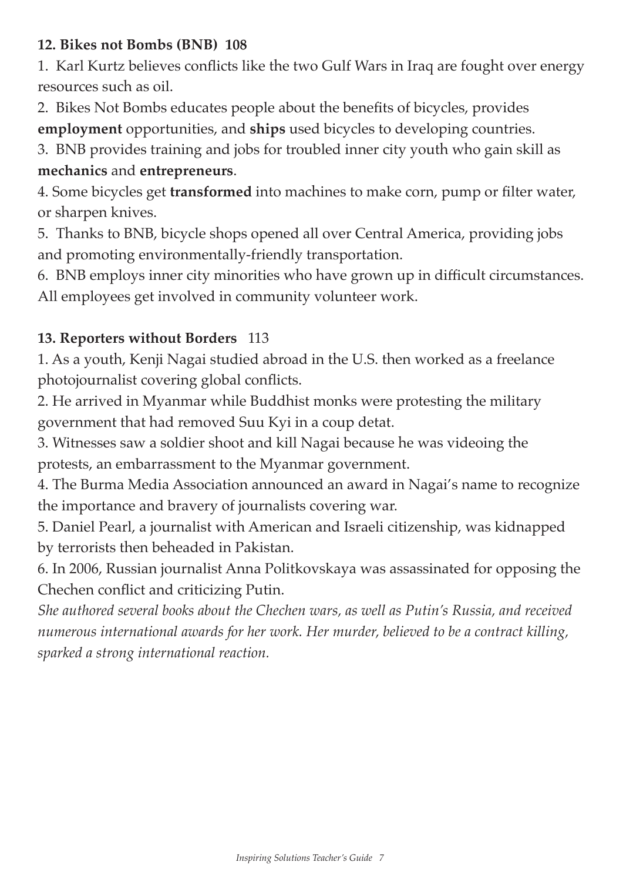### 12. Bikes not Bombs (BNB) 108

1. Karl Kurtz believes conflicts like the two Gulf Wars in Iraq are fought over energy resources such as oil.
2. Bikes Not Bombs educates people about the benefits of bicycles, provides **employment** opportunities, and **ships** used bicycles to developing countries.
3. BNB provides training and jobs for troubled inner city youth who gain skill as **mechanics** and **entrepreneurs**.
4. Some bicycles get **transformed** into machines to make corn, pump or filter water, or sharpen knives.
5. Thanks to BNB, bicycle shops opened all over Central America, providing jobs and promoting environmentally-friendly transportation.
6. BNB employs inner city minorities who have grown up in difficult circumstances. All employees get involved in community volunteer work.

### 13. Reporters without Borders 113

1. As a youth, Kenji Nagai studied abroad in the U.S. then worked as a freelance photojournalist covering global conflicts.
2. He arrived in Myanmar while Buddhist monks were protesting the military government that had removed Suu Kyi in a coup detat.
3. Witnesses saw a soldier shoot and kill Nagai because he was videoing the protests, an embarrassment to the Myanmar government.
4. The Burma Media Association announced an award in Nagai's name to recognize the importance and bravery of journalists covering war.
5. Daniel Pearl, a journalist with American and Israeli citizenship, was kidnapped by terrorists then beheaded in Pakistan.
6. In 2006, Russian journalist Anna Politkovskaya was assassinated for opposing the Chechen conflict and criticizing Putin.

*She authored several books about the Chechen wars, as well as Putin's Russia, and received numerous international awards for her work. Her murder, believed to be a contract killing, sparked a strong international reaction.*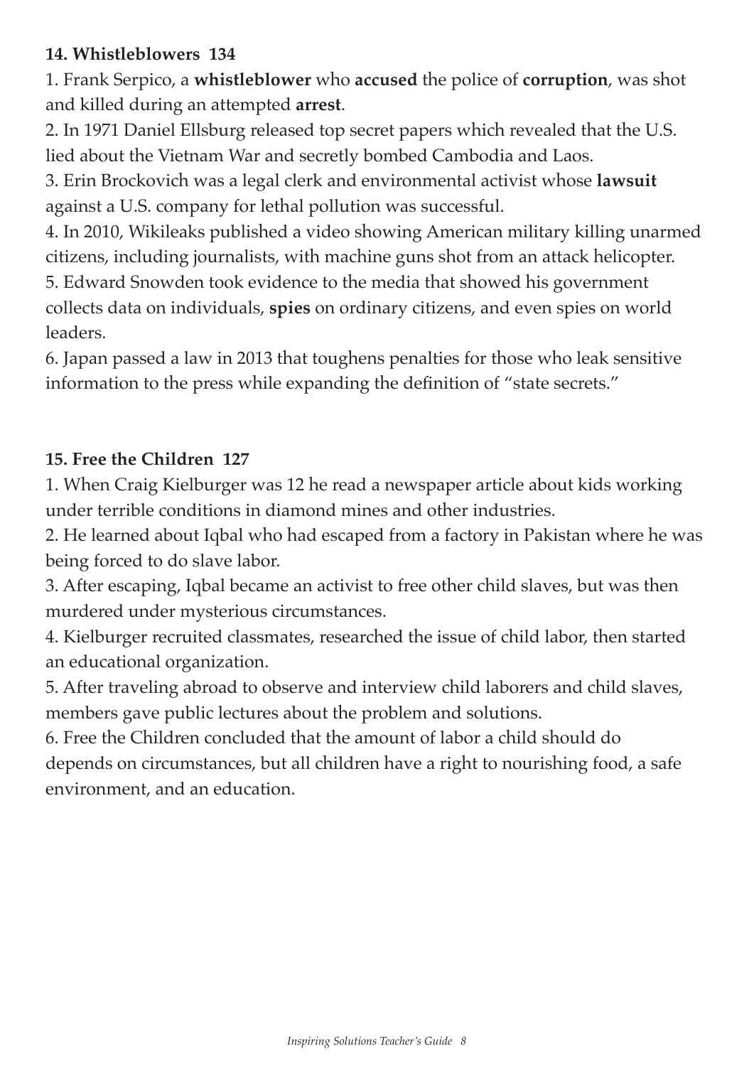**14. Whistleblowers 134**

1. Frank Serpico, a **whistleblower** who **accused** the police of **corruption**, was shot and killed during an attempted **arrest**.
2. In 1971 Daniel Ellsburg released top secret papers which revealed that the U.S. lied about the Vietnam War and secretly bombed Cambodia and Laos.
3. Erin Brockovich was a legal clerk and environmental activist whose **lawsuit** against a U.S. company for lethal pollution was successful.
4. In 2010, Wikileaks published a video showing American military killing unarmed citizens, including journalists, with machine guns shot from an attack helicopter.
5. Edward Snowden took evidence to the media that showed his government collects data on individuals, **spies** on ordinary citizens, and even spies on world leaders.
6. Japan passed a law in 2013 that toughens penalties for those who leak sensitive information to the press while expanding the definition of "state secrets."

**15. Free the Children 127**

1. When Craig Kielburger was 12 he read a newspaper article about kids working under terrible conditions in diamond mines and other industries.
2. He learned about Iqbal who had escaped from a factory in Pakistan where he was being forced to do slave labor.
3. After escaping, Iqbal became an activist to free other child slaves, but was then murdered under mysterious circumstances.
4. Kielburger recruited classmates, researched the issue of child labor, then started an educational organization.
5. After traveling abroad to observe and interview child laborers and child slaves, members gave public lectures about the problem and solutions.
6. Free the Children concluded that the amount of labor a child should do depends on circumstances, but all children have a right to nourishing food, a safe environment, and an education.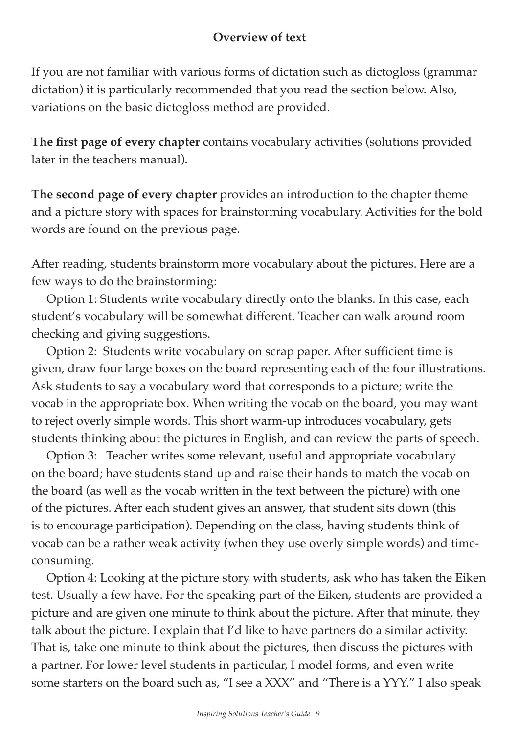## Overview of text

If you are not familiar with various forms of dictation such as dictogloss (grammar dictation) it is particularly recommended that you read the section below. Also, variations on the basic dictogloss method are provided.

**The first page of every chapter** contains vocabulary activities (solutions provided later in the teachers manual).

**The second page of every chapter** provides an introduction to the chapter theme and a picture story with spaces for brainstorming vocabulary. Activities for the bold words are found on the previous page.

After reading, students brainstorm more vocabulary about the pictures. Here are a few ways to do the brainstorming:

Option 1: Students write vocabulary directly onto the blanks. In this case, each student's vocabulary will be somewhat different. Teacher can walk around room checking and giving suggestions.

Option 2: Students write vocabulary on scrap paper. After sufficient time is given, draw four large boxes on the board representing each of the four illustrations. Ask students to say a vocabulary word that corresponds to a picture; write the vocab in the appropriate box. When writing the vocab on the board, you may want to reject overly simple words. This short warm-up introduces vocabulary, gets students thinking about the pictures in English, and can review the parts of speech.

Option 3: Teacher writes some relevant, useful and appropriate vocabulary on the board; have students stand up and raise their hands to match the vocab on the board (as well as the vocab written in the text between the picture) with one of the pictures. After each student gives an answer, that student sits down (this is to encourage participation). Depending on the class, having students think of vocab can be a rather weak activity (when they use overly simple words) and time-consuming.

Option 4: Looking at the picture story with students, ask who has taken the Eiken test. Usually a few have. For the speaking part of the Eiken, students are provided a picture and are given one minute to think about the picture. After that minute, they talk about the picture. I explain that I'd like to have partners do a similar activity. That is, take one minute to think about the pictures, then discuss the pictures with a partner. For lower level students in particular, I model forms, and even write some starters on the board such as, "I see a XXX" and "There is a YYY." I also speak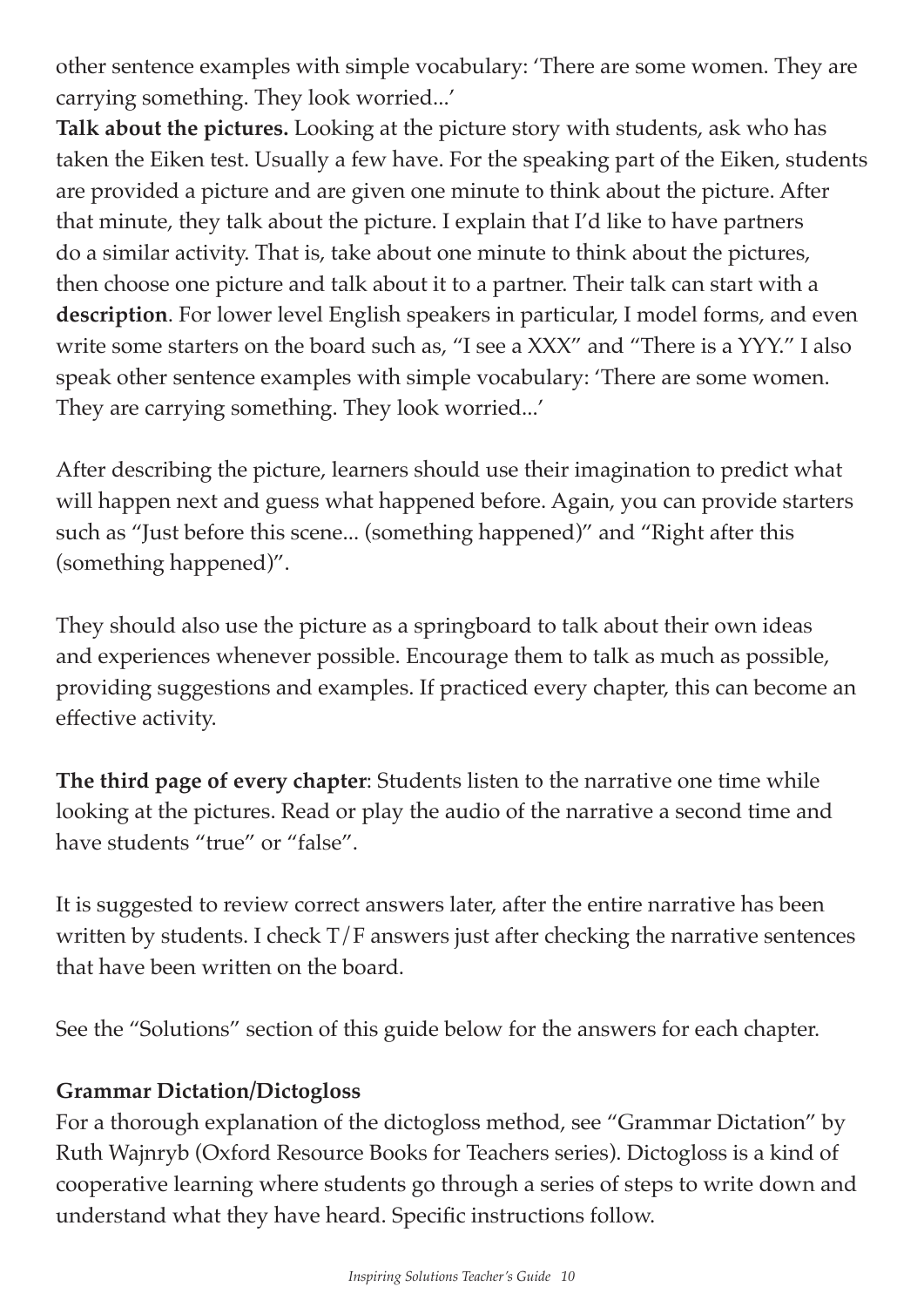other sentence examples with simple vocabulary: 'There are some women. They are carrying something. They look worried...'

**Talk about the pictures.** Looking at the picture story with students, ask who has taken the Eiken test. Usually a few have. For the speaking part of the Eiken, students are provided a picture and are given one minute to think about the picture. After that minute, they talk about the picture. I explain that I'd like to have partners do a similar activity. That is, take about one minute to think about the pictures, then choose one picture and talk about it to a partner. Their talk can start with a **description**. For lower level English speakers in particular, I model forms, and even write some starters on the board such as, "I see a XXX" and "There is a YYY." I also speak other sentence examples with simple vocabulary: 'There are some women. They are carrying something. They look worried...'

After describing the picture, learners should use their imagination to predict what will happen next and guess what happened before. Again, you can provide starters such as "Just before this scene... (something happened)" and "Right after this (something happened)".

They should also use the picture as a springboard to talk about their own ideas and experiences whenever possible. Encourage them to talk as much as possible, providing suggestions and examples. If practiced every chapter, this can become an effective activity.

**The third page of every chapter**: Students listen to the narrative one time while looking at the pictures. Read or play the audio of the narrative a second time and have students "true" or "false".

It is suggested to review correct answers later, after the entire narrative has been written by students. I check T/F answers just after checking the narrative sentences that have been written on the board.

See the "Solutions" section of this guide below for the answers for each chapter.

### Grammar Dictation/Dictogloss

For a thorough explanation of the dictogloss method, see "Grammar Dictation" by Ruth Wajnryb (Oxford Resource Books for Teachers series). Dictogloss is a kind of cooperative learning where students go through a series of steps to write down and understand what they have heard. Specific instructions follow.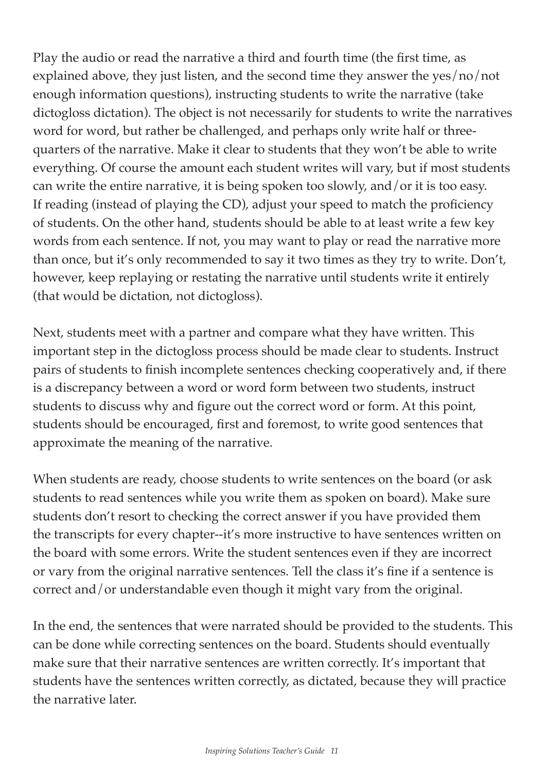Play the audio or read the narrative a third and fourth time (the first time, as explained above, they just listen, and the second time they answer the yes/no/not enough information questions), instructing students to write the narrative (take dictogloss dictation). The object is not necessarily for students to write the narratives word for word, but rather be challenged, and perhaps only write half or three-quarters of the narrative. Make it clear to students that they won't be able to write everything. Of course the amount each student writes will vary, but if most students can write the entire narrative, it is being spoken too slowly, and/or it is too easy. If reading (instead of playing the CD), adjust your speed to match the proficiency of students. On the other hand, students should be able to at least write a few key words from each sentence. If not, you may want to play or read the narrative more than once, but it's only recommended to say it two times as they try to write. Don't, however, keep replaying or restating the narrative until students write it entirely (that would be dictation, not dictogloss).

Next, students meet with a partner and compare what they have written. This important step in the dictogloss process should be made clear to students. Instruct pairs of students to finish incomplete sentences checking cooperatively and, if there is a discrepancy between a word or word form between two students, instruct students to discuss why and figure out the correct word or form. At this point, students should be encouraged, first and foremost, to write good sentences that approximate the meaning of the narrative.

When students are ready, choose students to write sentences on the board (or ask students to read sentences while you write them as spoken on board). Make sure students don't resort to checking the correct answer if you have provided them the transcripts for every chapter--it's more instructive to have sentences written on the board with some errors. Write the student sentences even if they are incorrect or vary from the original narrative sentences. Tell the class it's fine if a sentence is correct and/or understandable even though it might vary from the original.

In the end, the sentences that were narrated should be provided to the students. This can be done while correcting sentences on the board. Students should eventually make sure that their narrative sentences are written correctly. It's important that students have the sentences written correctly, as dictated, because they will practice the narrative later.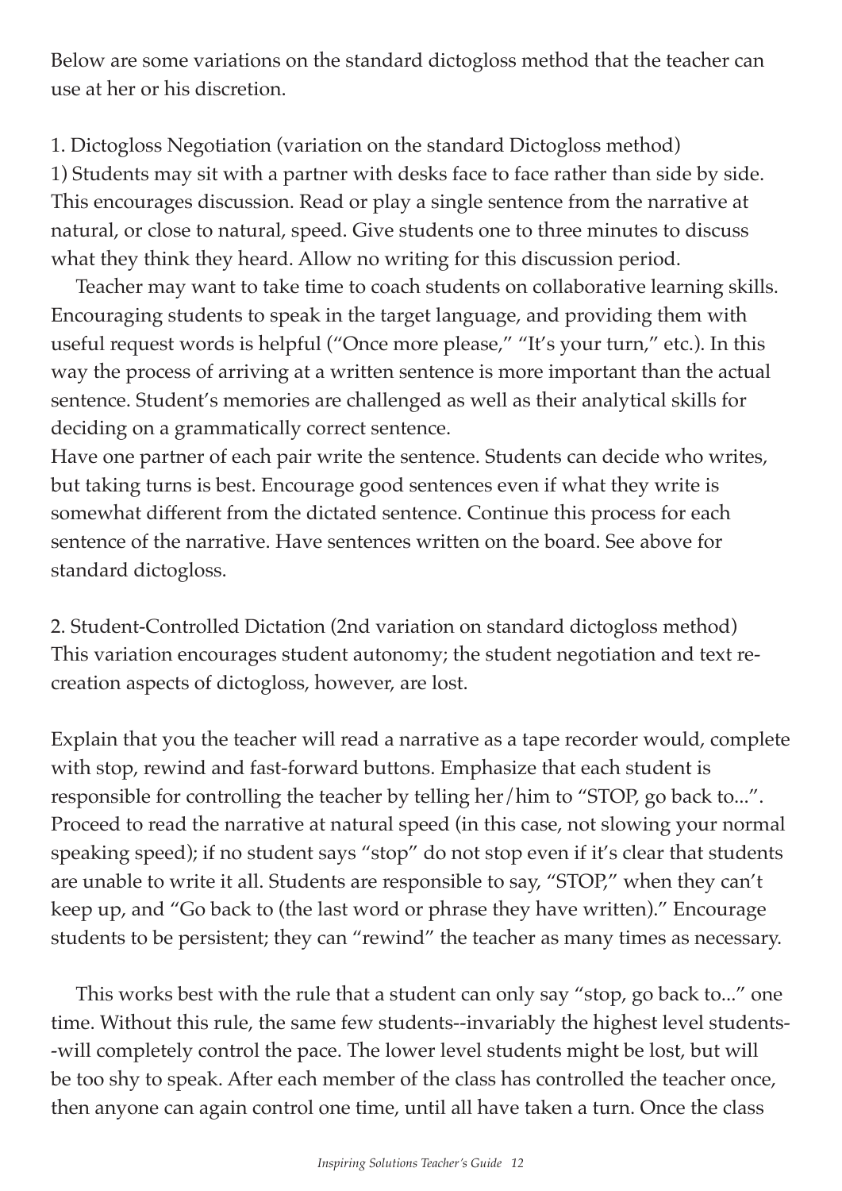Below are some variations on the standard dictogloss method that the teacher can use at her or his discretion.

1. Dictogloss Negotiation (variation on the standard Dictogloss method)
1) Students may sit with a partner with desks face to face rather than side by side. This encourages discussion. Read or play a single sentence from the narrative at natural, or close to natural, speed. Give students one to three minutes to discuss what they think they heard. Allow no writing for this discussion period.

Teacher may want to take time to coach students on collaborative learning skills. Encouraging students to speak in the target language, and providing them with useful request words is helpful ("Once more please," "It's your turn," etc.). In this way the process of arriving at a written sentence is more important than the actual sentence. Student's memories are challenged as well as their analytical skills for deciding on a grammatically correct sentence.
Have one partner of each pair write the sentence. Students can decide who writes, but taking turns is best. Encourage good sentences even if what they write is somewhat different from the dictated sentence. Continue this process for each sentence of the narrative. Have sentences written on the board. See above for standard dictogloss.

2. Student-Controlled Dictation (2nd variation on standard dictogloss method)
This variation encourages student autonomy; the student negotiation and text re-creation aspects of dictogloss, however, are lost.

Explain that you the teacher will read a narrative as a tape recorder would, complete with stop, rewind and fast-forward buttons. Emphasize that each student is responsible for controlling the teacher by telling her/him to "STOP, go back to...". Proceed to read the narrative at natural speed (in this case, not slowing your normal speaking speed); if no student says "stop" do not stop even if it's clear that students are unable to write it all. Students are responsible to say, "STOP," when they can't keep up, and "Go back to (the last word or phrase they have written)." Encourage students to be persistent; they can "rewind" the teacher as many times as necessary.

This works best with the rule that a student can only say "stop, go back to..." one time. Without this rule, the same few students--invariably the highest level students--will completely control the pace. The lower level students might be lost, but will be too shy to speak. After each member of the class has controlled the teacher once, then anyone can again control one time, until all have taken a turn. Once the class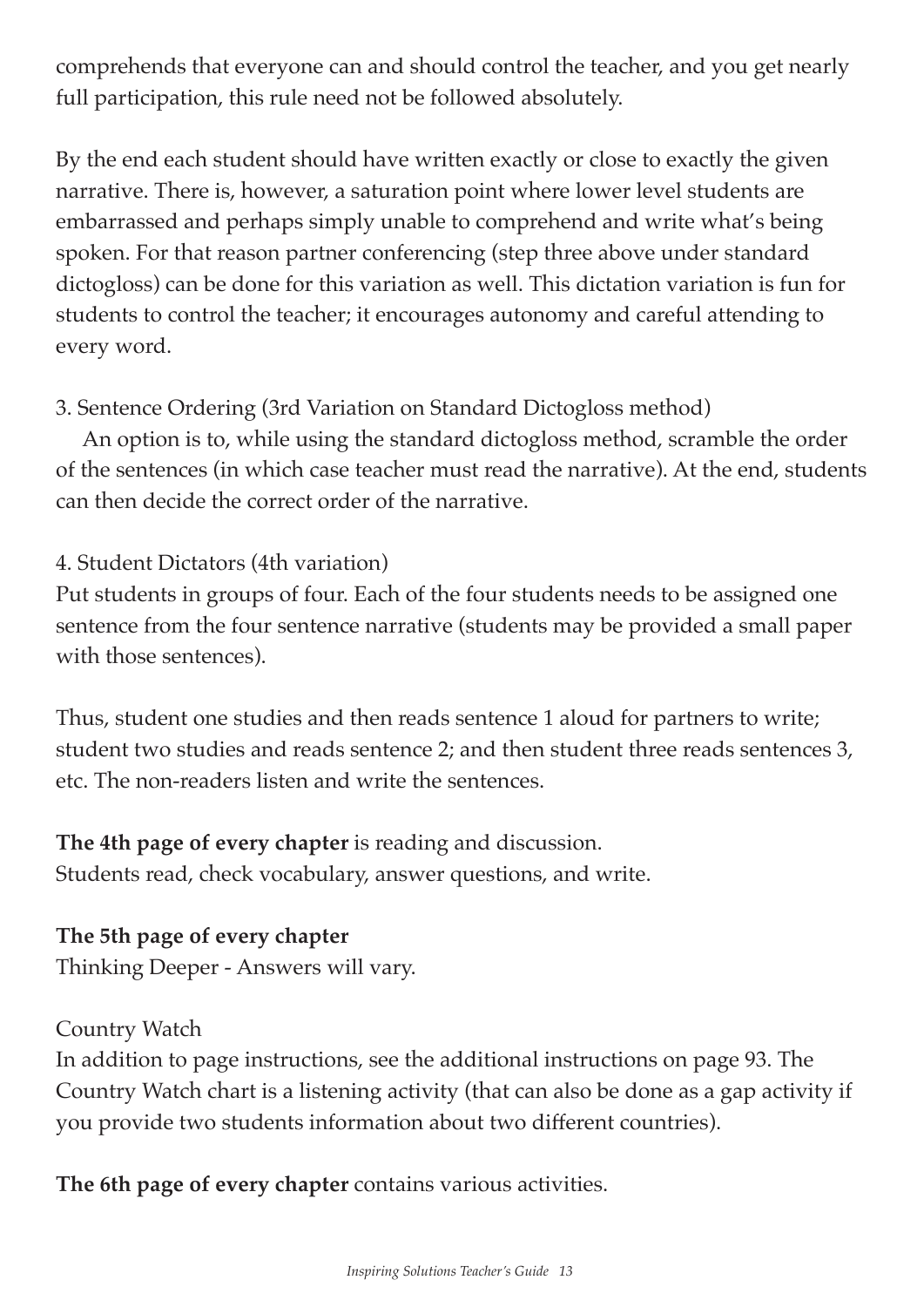comprehends that everyone can and should control the teacher, and you get nearly full participation, this rule need not be followed absolutely.

By the end each student should have written exactly or close to exactly the given narrative. There is, however, a saturation point where lower level students are embarrassed and perhaps simply unable to comprehend and write what's being spoken. For that reason partner conferencing (step three above under standard dictogloss) can be done for this variation as well. This dictation variation is fun for students to control the teacher; it encourages autonomy and careful attending to every word.

3. Sentence Ordering (3rd Variation on Standard Dictogloss method)

An option is to, while using the standard dictogloss method, scramble the order of the sentences (in which case teacher must read the narrative). At the end, students can then decide the correct order of the narrative.

4. Student Dictators (4th variation)

Put students in groups of four. Each of the four students needs to be assigned one sentence from the four sentence narrative (students may be provided a small paper with those sentences).

Thus, student one studies and then reads sentence 1 aloud for partners to write; student two studies and reads sentence 2; and then student three reads sentences 3, etc. The non-readers listen and write the sentences.

**The 4th page of every chapter** is reading and discussion.
Students read, check vocabulary, answer questions, and write.

**The 5th page of every chapter**
Thinking Deeper - Answers will vary.

Country Watch
In addition to page instructions, see the additional instructions on page 93. The Country Watch chart is a listening activity (that can also be done as a gap activity if you provide two students information about two different countries).

**The 6th page of every chapter** contains various activities.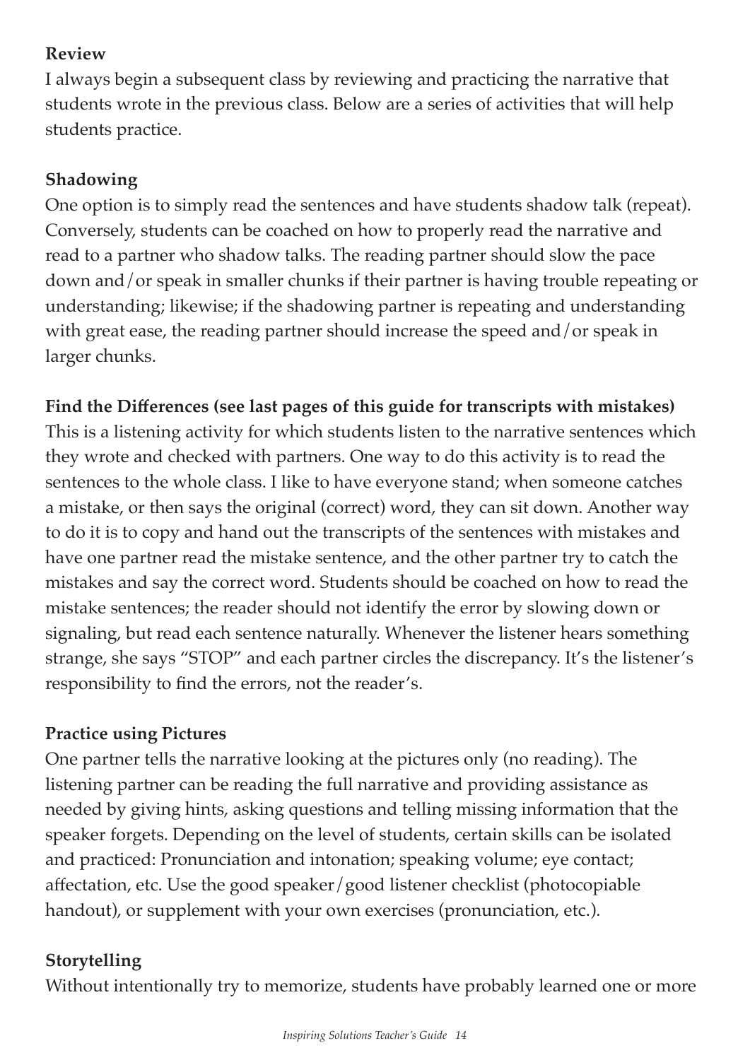**Review**

I always begin a subsequent class by reviewing and practicing the narrative that students wrote in the previous class. Below are a series of activities that will help students practice.

**Shadowing**

One option is to simply read the sentences and have students shadow talk (repeat). Conversely, students can be coached on how to properly read the narrative and read to a partner who shadow talks. The reading partner should slow the pace down and/or speak in smaller chunks if their partner is having trouble repeating or understanding; likewise; if the shadowing partner is repeating and understanding with great ease, the reading partner should increase the speed and/or speak in larger chunks.

**Find the Differences (see last pages of this guide for transcripts with mistakes)**

This is a listening activity for which students listen to the narrative sentences which they wrote and checked with partners. One way to do this activity is to read the sentences to the whole class. I like to have everyone stand; when someone catches a mistake, or then says the original (correct) word, they can sit down. Another way to do it is to copy and hand out the transcripts of the sentences with mistakes and have one partner read the mistake sentence, and the other partner try to catch the mistakes and say the correct word. Students should be coached on how to read the mistake sentences; the reader should not identify the error by slowing down or signaling, but read each sentence naturally. Whenever the listener hears something strange, she says "STOP" and each partner circles the discrepancy. It's the listener's responsibility to find the errors, not the reader's.

**Practice using Pictures**

One partner tells the narrative looking at the pictures only (no reading). The listening partner can be reading the full narrative and providing assistance as needed by giving hints, asking questions and telling missing information that the speaker forgets. Depending on the level of students, certain skills can be isolated and practiced: Pronunciation and intonation; speaking volume; eye contact; affectation, etc. Use the good speaker/good listener checklist (photocopiable handout), or supplement with your own exercises (pronunciation, etc.).

**Storytelling**

Without intentionally try to memorize, students have probably learned one or more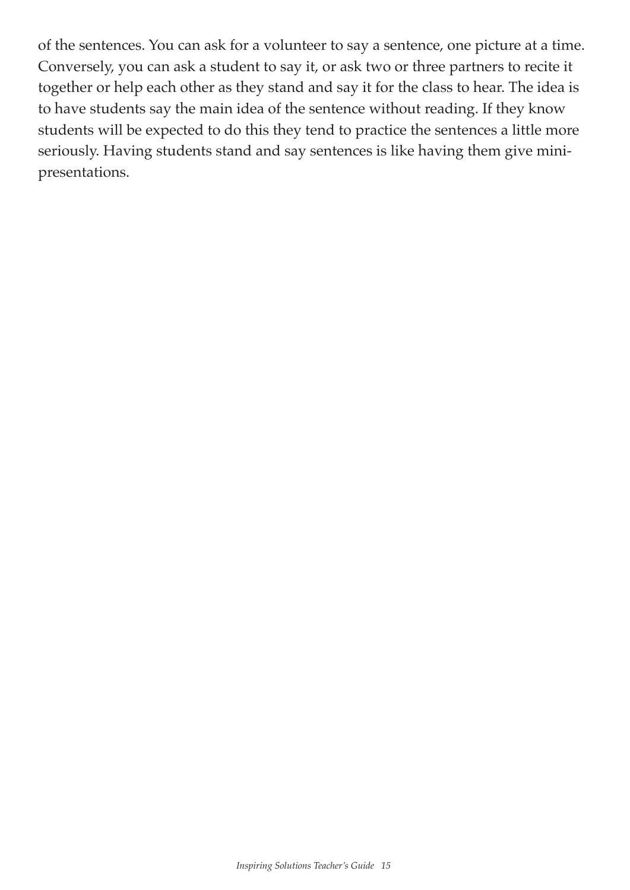of the sentences. You can ask for a volunteer to say a sentence, one picture at a time. Conversely, you can ask a student to say it, or ask two or three partners to recite it together or help each other as they stand and say it for the class to hear. The idea is to have students say the main idea of the sentence without reading. If they know students will be expected to do this they tend to practice the sentences a little more seriously. Having students stand and say sentences is like having them give mini-presentations.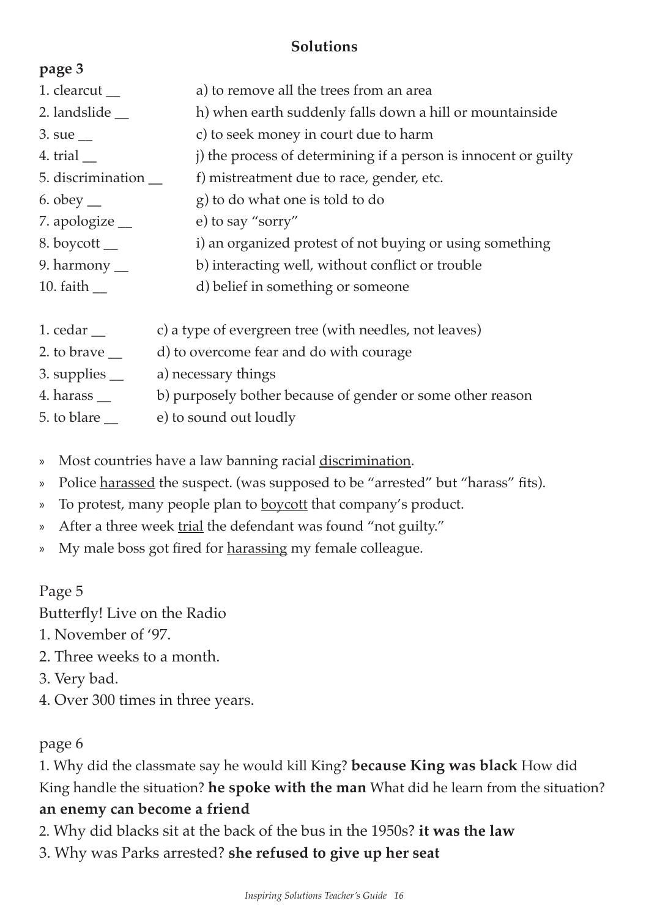## Solutions

**page 3**

1. clearcut __ a) to remove all the trees from an area
2. landslide __ h) when earth suddenly falls down a hill or mountainside
3. sue __ c) to seek money in court due to harm
4. trial __ j) the process of determining if a person is innocent or guilty
5. discrimination __ f) mistreatment due to race, gender, etc.
6. obey __ g) to do what one is told to do
7. apologize __ e) to say "sorry"
8. boycott __ i) an organized protest of not buying or using something
9. harmony __ b) interacting well, without conflict or trouble
10. faith __ d) belief in something or someone

1. cedar __ c) a type of evergreen tree (with needles, not leaves)
2. to brave __ d) to overcome fear and do with courage
3. supplies __ a) necessary things
4. harass __ b) purposely bother because of gender or some other reason
5. to blare __ e) to sound out loudly

- Most countries have a law banning racial discrimination.
- Police harassed the suspect. (was supposed to be "arrested" but "harass" fits).
- To protest, many people plan to boycott that company's product.
- After a three week trial the defendant was found "not guilty."
- My male boss got fired for harassing my female colleague.

Page 5

Butterfly! Live on the Radio

1. November of '97.
2. Three weeks to a month.
3. Very bad.
4. Over 300 times in three years.

page 6

1. Why did the classmate say he would kill King? **because King was black** How did King handle the situation? **he spoke with the man** What did he learn from the situation? **an enemy can become a friend**
2. Why did blacks sit at the back of the bus in the 1950s? **it was the law**
3. Why was Parks arrested? **she refused to give up her seat**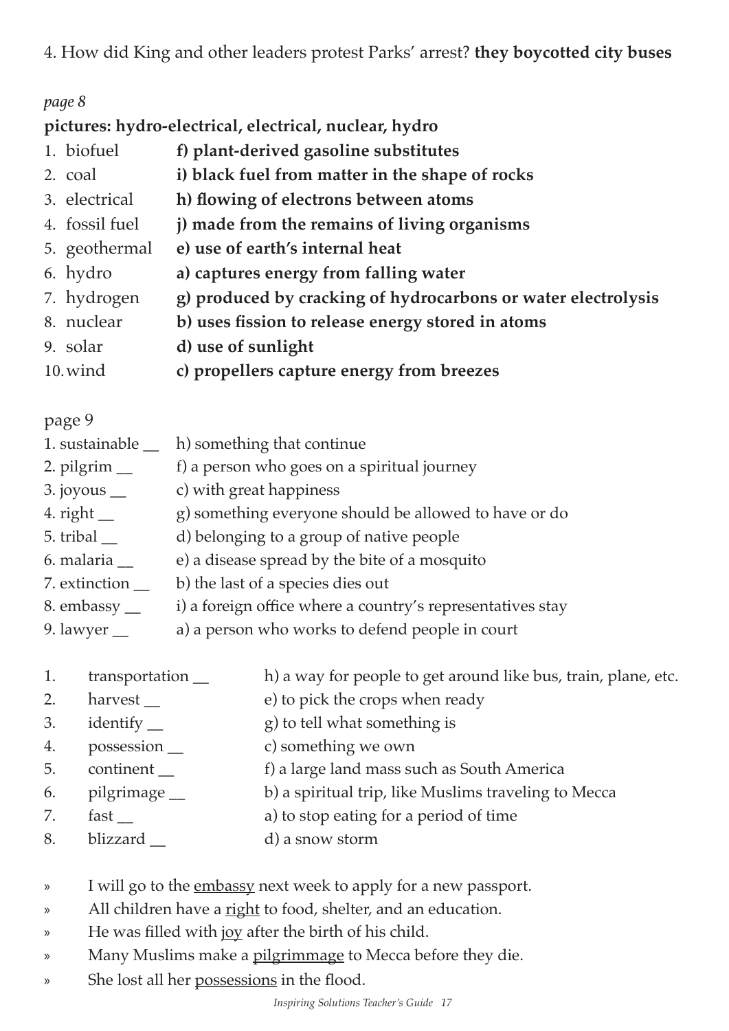4. How did King and other leaders protest Parks' arrest? **they boycotted city buses**

*page 8*

**pictures: hydro-electrical, electrical, nuclear, hydro**

1. biofuel **f) plant-derived gasoline substitutes**
2. coal **i) black fuel from matter in the shape of rocks**
3. electrical **h) flowing of electrons between atoms**
4. fossil fuel **j) made from the remains of living organisms**
5. geothermal **e) use of earth's internal heat**
6. hydro **a) captures energy from falling water**
7. hydrogen **g) produced by cracking of hydrocarbons or water electrolysis**
8. nuclear **b) uses fission to release energy stored in atoms**
9. solar **d) use of sunlight**
10. wind **c) propellers capture energy from breezes**

page 9

1. sustainable __ h) something that continue
2. pilgrim __ f) a person who goes on a spiritual journey
3. joyous __ c) with great happiness
4. right __ g) something everyone should be allowed to have or do
5. tribal __ d) belonging to a group of native people
6. malaria __ e) a disease spread by the bite of a mosquito
7. extinction __ b) the last of a species dies out
8. embassy __ i) a foreign office where a country's representatives stay
9. lawyer __ a) a person who works to defend people in court

1. transportation __ h) a way for people to get around like bus, train, plane, etc.
2. harvest __ e) to pick the crops when ready
3. identify __ g) to tell what something is
4. possession __ c) something we own
5. continent __ f) a large land mass such as South America
6. pilgrimage __ b) a spiritual trip, like Muslims traveling to Mecca
7. fast __ a) to stop eating for a period of time
8. blizzard __ d) a snow storm

» I will go to the <u>embassy</u> next week to apply for a new passport.
» All children have a <u>right</u> to food, shelter, and an education.
» He was filled with <u>joy</u> after the birth of his child.
» Many Muslims make a <u>pilgrimmage</u> to Mecca before they die.
» She lost all her <u>possessions</u> in the flood.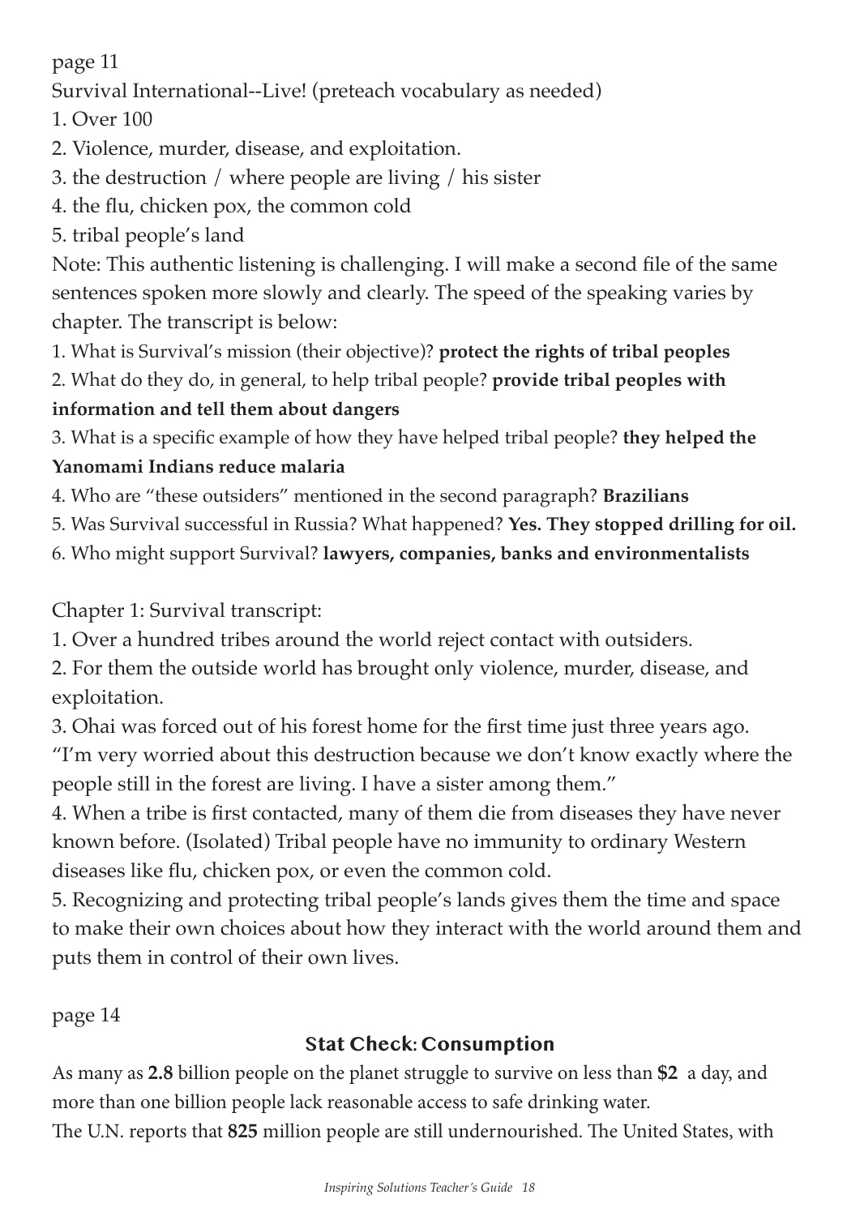page 11

Survival International--Live! (preteach vocabulary as needed)

1. Over 100
2. Violence, murder, disease, and exploitation.
3. the destruction / where people are living / his sister
4. the flu, chicken pox, the common cold
5. tribal people's land

Note: This authentic listening is challenging. I will make a second file of the same sentences spoken more slowly and clearly. The speed of the speaking varies by chapter. The transcript is below:

1. What is Survival's mission (their objective)? **protect the rights of tribal peoples**
2. What do they do, in general, to help tribal people? **provide tribal peoples with information and tell them about dangers**
3. What is a specific example of how they have helped tribal people? **they helped the Yanomami Indians reduce malaria**
4. Who are "these outsiders" mentioned in the second paragraph? **Brazilians**
5. Was Survival successful in Russia? What happened? **Yes. They stopped drilling for oil.**
6. Who might support Survival? **lawyers, companies, banks and environmentalists**

Chapter 1: Survival transcript:

1. Over a hundred tribes around the world reject contact with outsiders.
2. For them the outside world has brought only violence, murder, disease, and exploitation.
3. Ohai was forced out of his forest home for the first time just three years ago. "I'm very worried about this destruction because we don't know exactly where the people still in the forest are living. I have a sister among them."
4. When a tribe is first contacted, many of them die from diseases they have never known before. (Isolated) Tribal people have no immunity to ordinary Western diseases like flu, chicken pox, or even the common cold.
5. Recognizing and protecting tribal people's lands gives them the time and space to make their own choices about how they interact with the world around them and puts them in control of their own lives.

page 14

## Stat Check: Consumption

As many as **2.8** billion people on the planet struggle to survive on less than **$2** a day, and more than one billion people lack reasonable access to safe drinking water.

The U.N. reports that **825** million people are still undernourished. The United States, with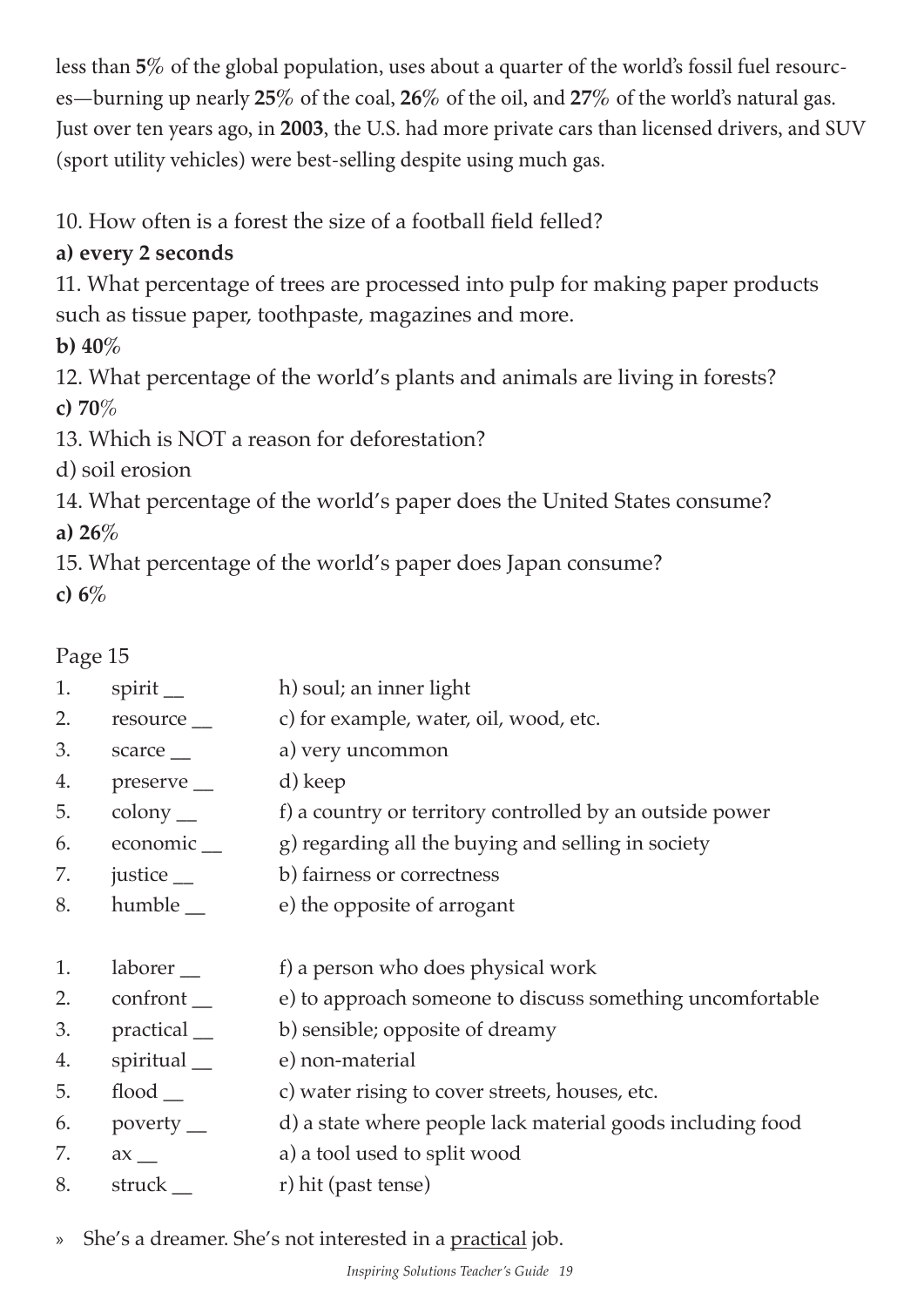less than **5%** of the global population, uses about a quarter of the world's fossil fuel resources—burning up nearly **25%** of the coal, **26%** of the oil, and **27%** of the world's natural gas. Just over ten years ago, in **2003**, the U.S. had more private cars than licensed drivers, and SUV (sport utility vehicles) were best-selling despite using much gas.

10. How often is a forest the size of a football field felled?

**a) every 2 seconds**

11. What percentage of trees are processed into pulp for making paper products such as tissue paper, toothpaste, magazines and more.

**b) 40%**

12. What percentage of the world's plants and animals are living in forests?

**c) 70%**

13. Which is NOT a reason for deforestation?

d) soil erosion

14. What percentage of the world's paper does the United States consume?

**a) 26%**

15. What percentage of the world's paper does Japan consume?

**c) 6%**

Page 15

1. spirit __ h) soul; an inner light
2. resource __ c) for example, water, oil, wood, etc.
3. scarce __ a) very uncommon
4. preserve __ d) keep
5. colony __ f) a country or territory controlled by an outside power
6. economic __ g) regarding all the buying and selling in society
7. justice __ b) fairness or correctness
8. humble __ e) the opposite of arrogant

1. laborer __ f) a person who does physical work
2. confront __ e) to approach someone to discuss something uncomfortable
3. practical __ b) sensible; opposite of dreamy
4. spiritual __ e) non-material
5. flood __ c) water rising to cover streets, houses, etc.
6. poverty __ d) a state where people lack material goods including food
7. ax __ a) a tool used to split wood
8. struck __ r) hit (past tense)

» She's a dreamer. She's not interested in a practical job.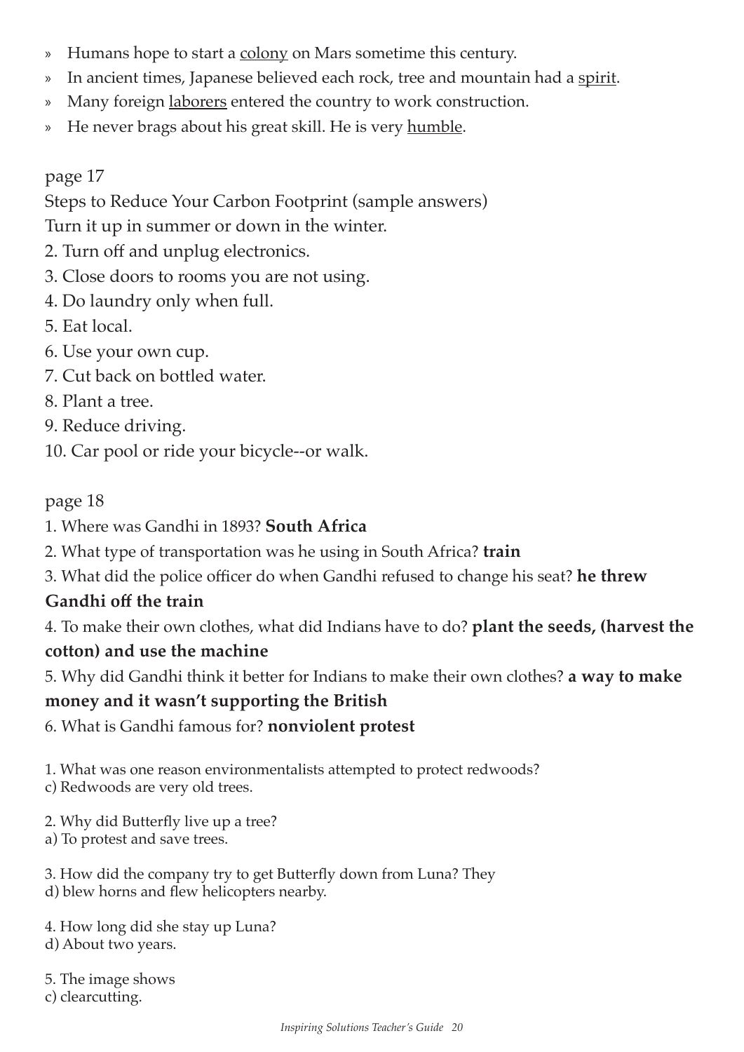- Humans hope to start a colony on Mars sometime this century.
- In ancient times, Japanese believed each rock, tree and mountain had a spirit.
- Many foreign laborers entered the country to work construction.
- He never brags about his great skill. He is very humble.

page 17

Steps to Reduce Your Carbon Footprint (sample answers)

Turn it up in summer or down in the winter.

2. Turn off and unplug electronics.
3. Close doors to rooms you are not using.
4. Do laundry only when full.
5. Eat local.
6. Use your own cup.
7. Cut back on bottled water.
8. Plant a tree.
9. Reduce driving.
10. Car pool or ride your bicycle--or walk.

page 18

1. Where was Gandhi in 1893? **South Africa**
2. What type of transportation was he using in South Africa? **train**
3. What did the police officer do when Gandhi refused to change his seat? **he threw Gandhi off the train**
4. To make their own clothes, what did Indians have to do? **plant the seeds, (harvest the cotton) and use the machine**
5. Why did Gandhi think it better for Indians to make their own clothes? **a way to make money and it wasn't supporting the British**
6. What is Gandhi famous for? **nonviolent protest**

1. What was one reason environmentalists attempted to protect redwoods?
c) Redwoods are very old trees.

2. Why did Butterfly live up a tree?
a) To protest and save trees.

3. How did the company try to get Butterfly down from Luna? They
d) blew horns and flew helicopters nearby.

4. How long did she stay up Luna?
d) About two years.

5. The image shows
c) clearcutting.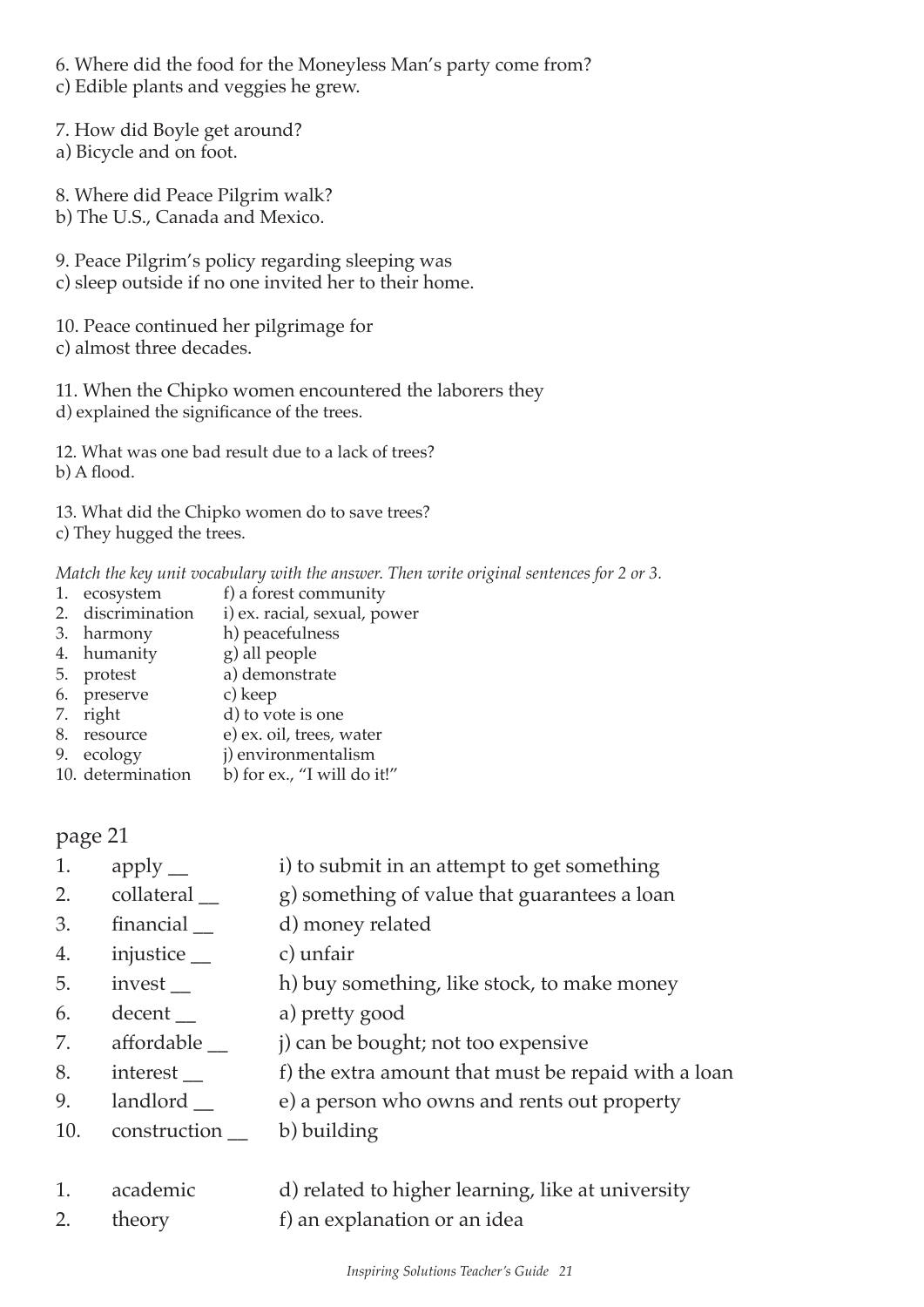6. Where did the food for the Moneyless Man's party come from?
c) Edible plants and veggies he grew.

7. How did Boyle get around?
a) Bicycle and on foot.

8. Where did Peace Pilgrim walk?
b) The U.S., Canada and Mexico.

9. Peace Pilgrim's policy regarding sleeping was
c) sleep outside if no one invited her to their home.

10. Peace continued her pilgrimage for
c) almost three decades.

11. When the Chipko women encountered the laborers they
d) explained the significance of the trees.

12. What was one bad result due to a lack of trees?
b) A flood.

13. What did the Chipko women do to save trees?
c) They hugged the trees.

*Match the key unit vocabulary with the answer. Then write original sentences for 2 or 3.*

1. ecosystem — f) a forest community
2. discrimination — i) ex. racial, sexual, power
3. harmony — h) peacefulness
4. humanity — g) all people
5. protest — a) demonstrate
6. preserve — c) keep
7. right — d) to vote is one
8. resource — e) ex. oil, trees, water
9. ecology — j) environmentalism
10. determination — b) for ex., "I will do it!"

## page 21

1. apply __ — i) to submit in an attempt to get something
2. collateral __ — g) something of value that guarantees a loan
3. financial __ — d) money related
4. injustice __ — c) unfair
5. invest __ — h) buy something, like stock, to make money
6. decent __ — a) pretty good
7. affordable __ — j) can be bought; not too expensive
8. interest __ — f) the extra amount that must be repaid with a loan
9. landlord __ — e) a person who owns and rents out property
10. construction __ — b) building

1. academic — d) related to higher learning, like at university
2. theory — f) an explanation or an idea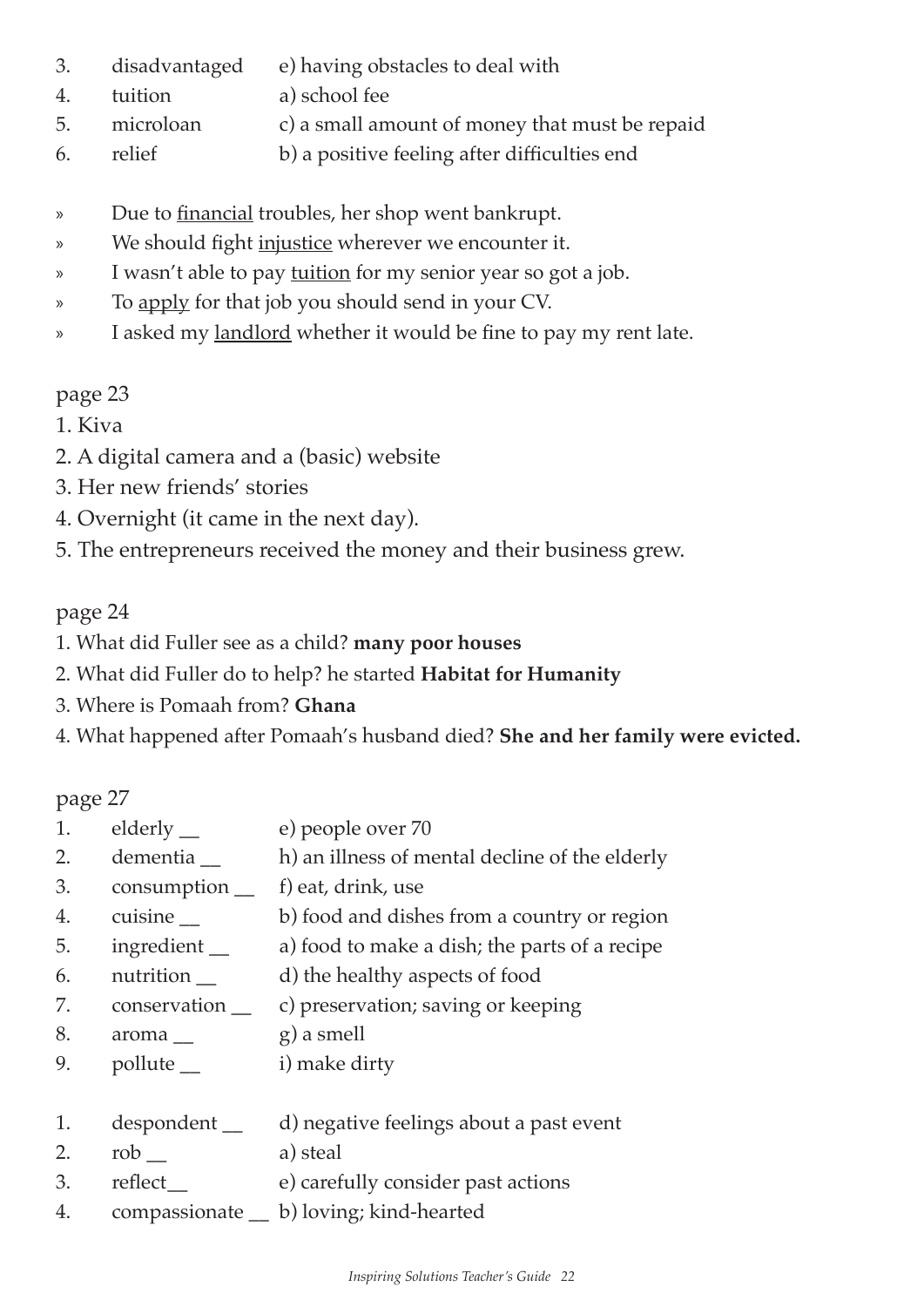3. disadvantaged e) having obstacles to deal with
4. tuition a) school fee
5. microloan c) a small amount of money that must be repaid
6. relief b) a positive feeling after difficulties end

» Due to <u>financial</u> troubles, her shop went bankrupt.
» We should fight <u>injustice</u> wherever we encounter it.
» I wasn't able to pay <u>tuition</u> for my senior year so got a job.
» To <u>apply</u> for that job you should send in your CV.
» I asked my <u>landlord</u> whether it would be fine to pay my rent late.

page 23

1. Kiva
2. A digital camera and a (basic) website
3. Her new friends' stories
4. Overnight (it came in the next day).
5. The entrepreneurs received the money and their business grew.

page 24

1. What did Fuller see as a child? **many poor houses**
2. What did Fuller do to help? he started **Habitat for Humanity**
3. Where is Pomaah from? **Ghana**
4. What happened after Pomaah's husband died? **She and her family were evicted.**

page 27

1. elderly __ e) people over 70
2. dementia __ h) an illness of mental decline of the elderly
3. consumption __ f) eat, drink, use
4. cuisine __ b) food and dishes from a country or region
5. ingredient __ a) food to make a dish; the parts of a recipe
6. nutrition __ d) the healthy aspects of food
7. conservation __ c) preservation; saving or keeping
8. aroma __ g) a smell
9. pollute __ i) make dirty

1. despondent __ d) negative feelings about a past event
2. rob __ a) steal
3. reflect__ e) carefully consider past actions
4. compassionate __ b) loving; kind-hearted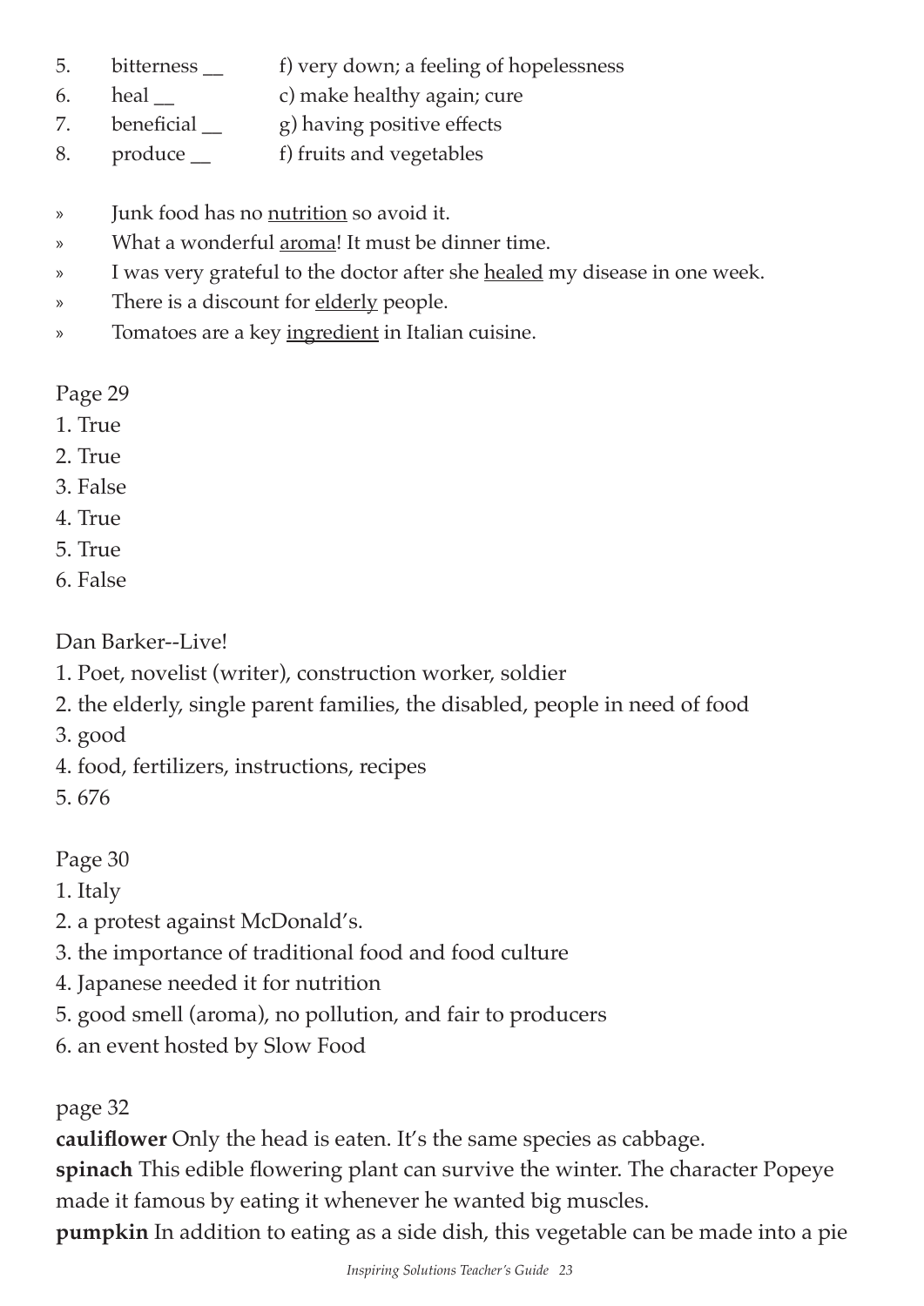5. bitterness __ f) very down; a feeling of hopelessness
6. heal __ c) make healthy again; cure
7. beneficial __ g) having positive effects
8. produce __ f) fruits and vegetables

» Junk food has no <u>nutrition</u> so avoid it.
» What a wonderful <u>aroma</u>! It must be dinner time.
» I was very grateful to the doctor after she <u>healed</u> my disease in one week.
» There is a discount for <u>elderly</u> people.
» Tomatoes are a key <u>ingredient</u> in Italian cuisine.

Page 29

1. True
2. True
3. False
4. True
5. True
6. False

Dan Barker--Live!

1. Poet, novelist (writer), construction worker, soldier
2. the elderly, single parent families, the disabled, people in need of food
3. good
4. food, fertilizers, instructions, recipes
5. 676

Page 30

1. Italy
2. a protest against McDonald's.
3. the importance of traditional food and food culture
4. Japanese needed it for nutrition
5. good smell (aroma), no pollution, and fair to producers
6. an event hosted by Slow Food

page 32

**cauliflower** Only the head is eaten. It's the same species as cabbage.
**spinach** This edible flowering plant can survive the winter. The character Popeye made it famous by eating it whenever he wanted big muscles.
**pumpkin** In addition to eating as a side dish, this vegetable can be made into a pie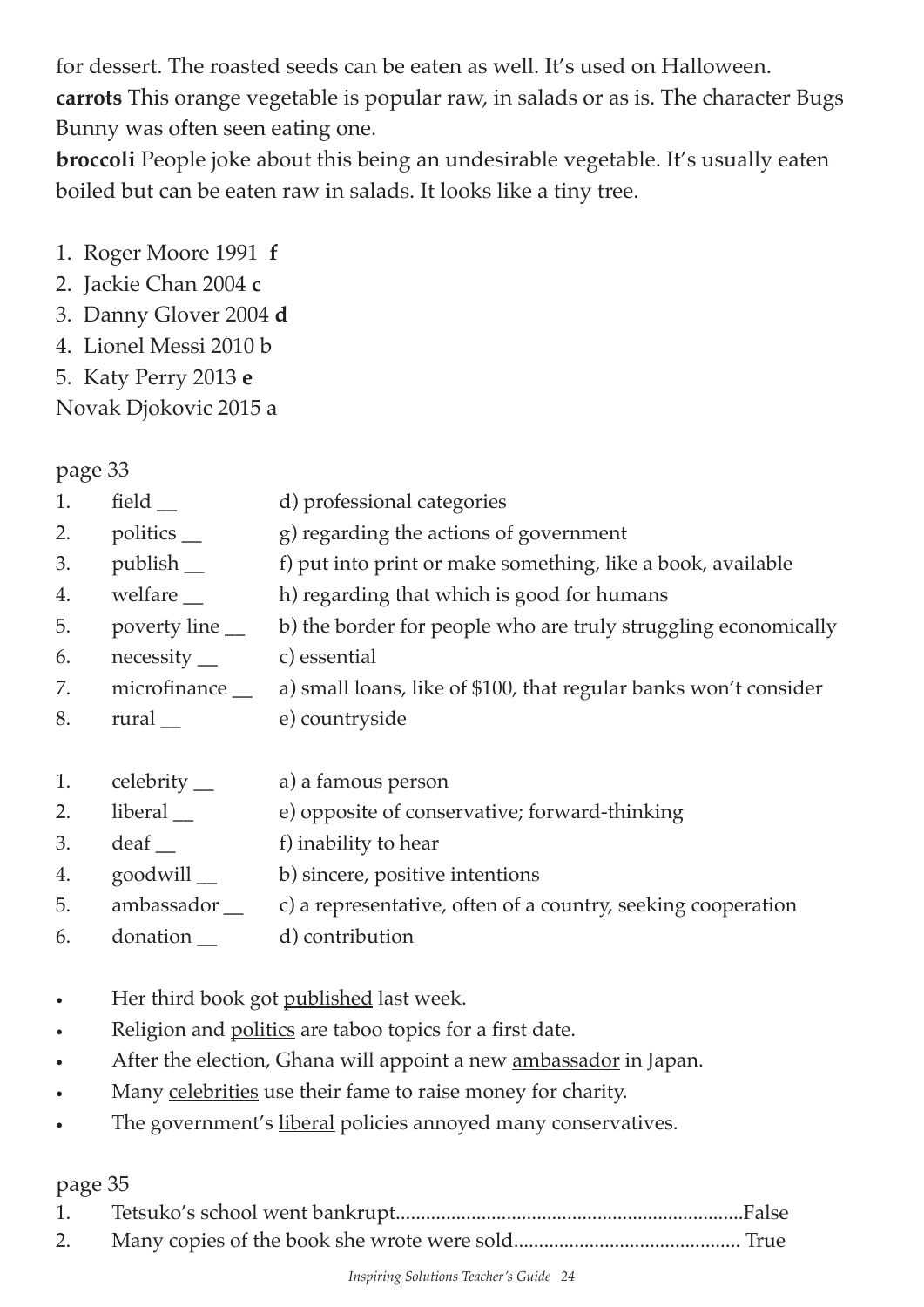for dessert. The roasted seeds can be eaten as well. It's used on Halloween.
**carrots** This orange vegetable is popular raw, in salads or as is. The character Bugs Bunny was often seen eating one.
**broccoli** People joke about this being an undesirable vegetable. It's usually eaten boiled but can be eaten raw in salads. It looks like a tiny tree.

1. Roger Moore 1991 **f**
2. Jackie Chan 2004 **c**
3. Danny Glover 2004 **d**
4. Lionel Messi 2010 b
5. Katy Perry 2013 **e**

Novak Djokovic 2015 a

page 33

| | | |
|---|---|---|
| 1. | field __ | d) professional categories |
| 2. | politics __ | g) regarding the actions of government |
| 3. | publish __ | f) put into print or make something, like a book, available |
| 4. | welfare __ | h) regarding that which is good for humans |
| 5. | poverty line __ | b) the border for people who are truly struggling economically |
| 6. | necessity __ | c) essential |
| 7. | microfinance __ | a) small loans, like of $100, that regular banks won't consider |
| 8. | rural __ | e) countryside |

| | | |
|---|---|---|
| 1. | celebrity __ | a) a famous person |
| 2. | liberal __ | e) opposite of conservative; forward-thinking |
| 3. | deaf __ | f) inability to hear |
| 4. | goodwill __ | b) sincere, positive intentions |
| 5. | ambassador __ | c) a representative, often of a country, seeking cooperation |
| 6. | donation __ | d) contribution |

- Her third book got <u>published</u> last week.
- Religion and <u>politics</u> are taboo topics for a first date.
- After the election, Ghana will appoint a new <u>ambassador</u> in Japan.
- Many <u>celebrities</u> use their fame to raise money for charity.
- The government's <u>liberal</u> policies annoyed many conservatives.

page 35

1. Tetsuko's school went bankrupt....................................................................False
2. Many copies of the book she wrote were sold............................................ True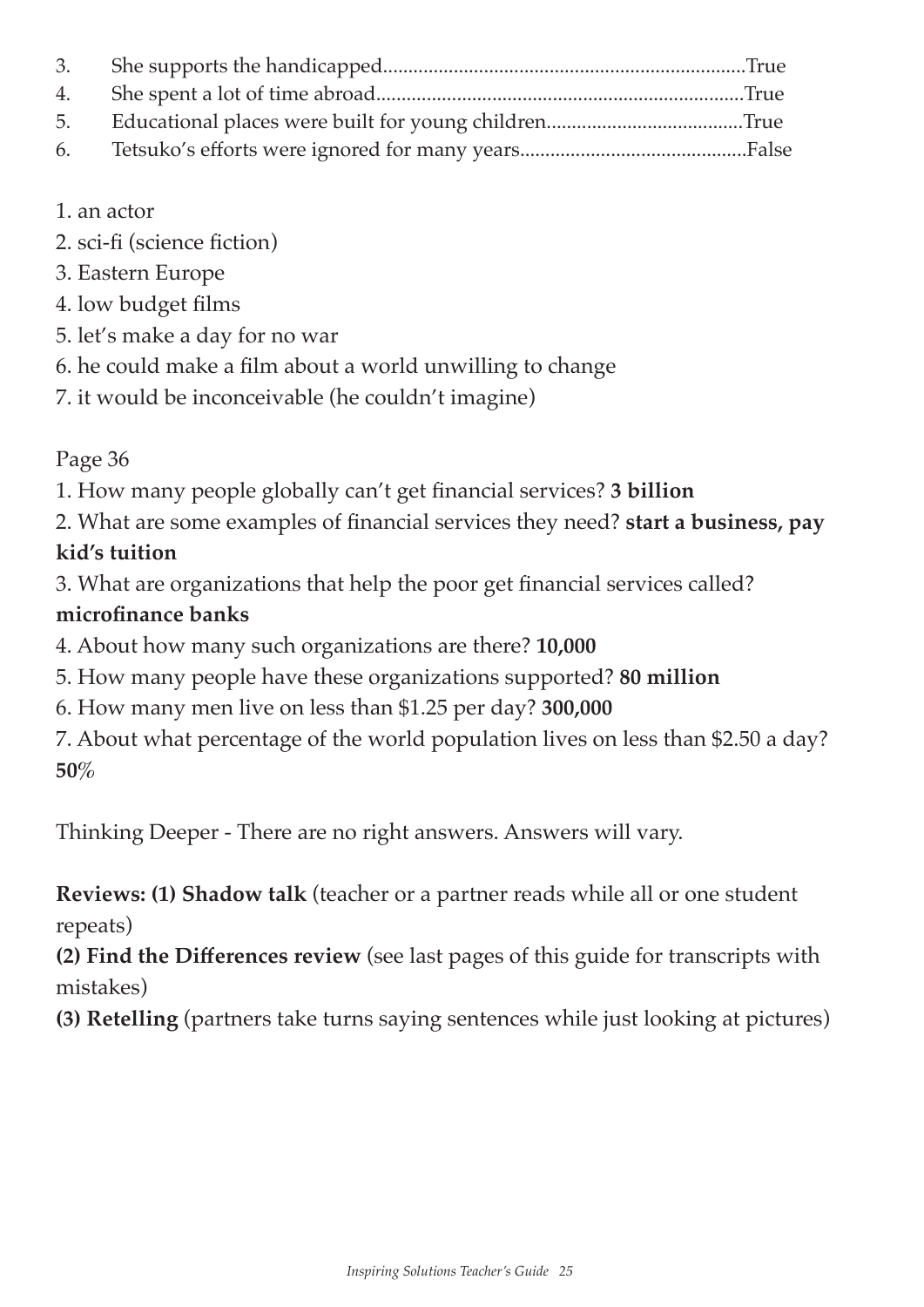3. She supports the handicapped.......................................................................True
4. She spent a lot of time abroad........................................................................True
5. Educational places were built for young children.......................................True
6. Tetsuko's efforts were ignored for many years.............................................False

1. an actor
2. sci-fi (science fiction)
3. Eastern Europe
4. low budget films
5. let's make a day for no war
6. he could make a film about a world unwilling to change
7. it would be inconceivable (he couldn't imagine)

Page 36

1. How many people globally can't get financial services? **3 billion**
2. What are some examples of financial services they need? **start a business, pay kid's tuition**
3. What are organizations that help the poor get financial services called? **microfinance banks**
4. About how many such organizations are there? **10,000**
5. How many people have these organizations supported? **80 million**
6. How many men live on less than $1.25 per day? **300,000**
7. About what percentage of the world population lives on less than $2.50 a day? **50%**

Thinking Deeper - There are no right answers. Answers will vary.

**Reviews: (1) Shadow talk** (teacher or a partner reads while all or one student repeats)
**(2) Find the Differences review** (see last pages of this guide for transcripts with mistakes)
**(3) Retelling** (partners take turns saying sentences while just looking at pictures)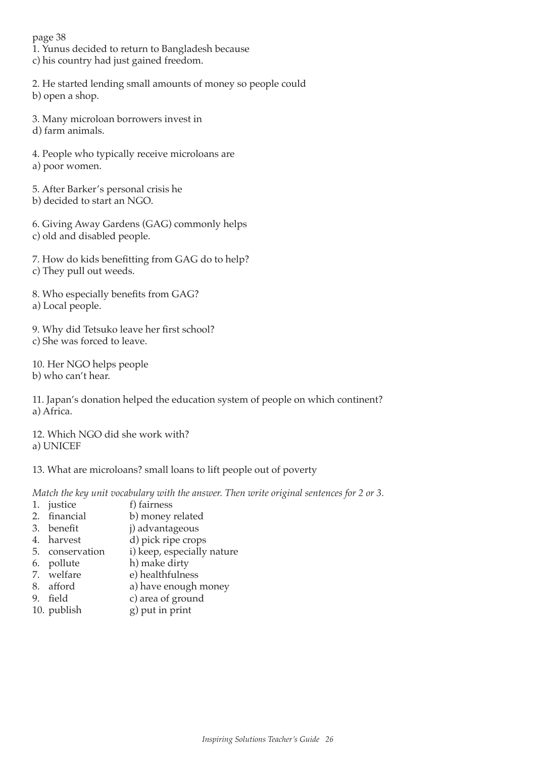page 38

1. Yunus decided to return to Bangladesh because
c) his country had just gained freedom.

2. He started lending small amounts of money so people could
b) open a shop.

3. Many microloan borrowers invest in
d) farm animals.

4. People who typically receive microloans are
a) poor women.

5. After Barker's personal crisis he
b) decided to start an NGO.

6. Giving Away Gardens (GAG) commonly helps
c) old and disabled people.

7. How do kids benefitting from GAG do to help?
c) They pull out weeds.

8. Who especially benefits from GAG?
a) Local people.

9. Why did Tetsuko leave her first school?
c) She was forced to leave.

10. Her NGO helps people
b) who can't hear.

11. Japan's donation helped the education system of people on which continent?
a) Africa.

12. Which NGO did she work with?
a) UNICEF

13. What are microloans? small loans to lift people out of poverty

*Match the key unit vocabulary with the answer. Then write original sentences for 2 or 3.*

1. justice — f) fairness
2. financial — b) money related
3. benefit — j) advantageous
4. harvest — d) pick ripe crops
5. conservation — i) keep, especially nature
6. pollute — h) make dirty
7. welfare — e) healthfulness
8. afford — a) have enough money
9. field — c) area of ground
10. publish — g) put in print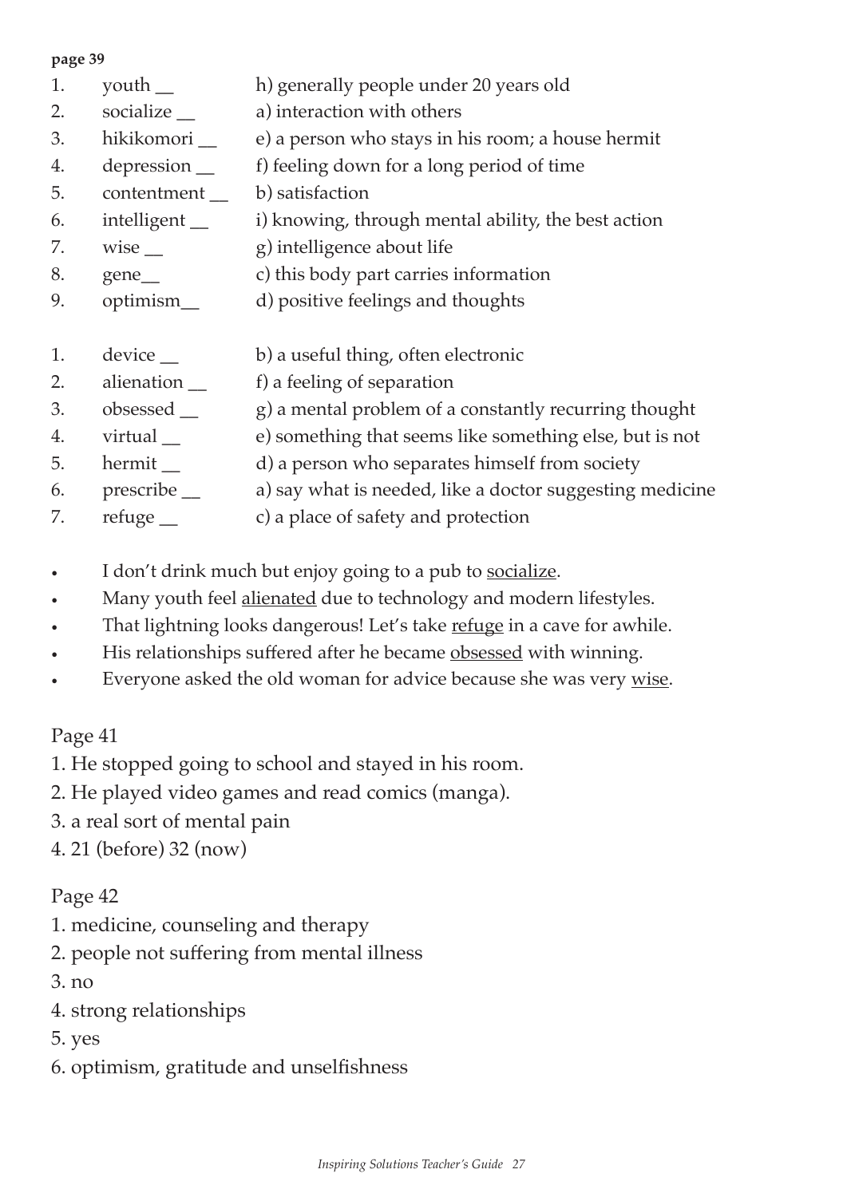**page 39**

1. youth __ h) generally people under 20 years old
2. socialize __ a) interaction with others
3. hikikomori __ e) a person who stays in his room; a house hermit
4. depression __ f) feeling down for a long period of time
5. contentment __ b) satisfaction
6. intelligent __ i) knowing, through mental ability, the best action
7. wise __ g) intelligence about life
8. gene__ c) this body part carries information
9. optimism__ d) positive feelings and thoughts

1. device __ b) a useful thing, often electronic
2. alienation __ f) a feeling of separation
3. obsessed __ g) a mental problem of a constantly recurring thought
4. virtual __ e) something that seems like something else, but is not
5. hermit __ d) a person who separates himself from society
6. prescribe __ a) say what is needed, like a doctor suggesting medicine
7. refuge __ c) a place of safety and protection

- I don't drink much but enjoy going to a pub to <u>socialize</u>.
- Many youth feel <u>alienated</u> due to technology and modern lifestyles.
- That lightning looks dangerous! Let's take <u>refuge</u> in a cave for awhile.
- His relationships suffered after he became <u>obsessed</u> with winning.
- Everyone asked the old woman for advice because she was very <u>wise</u>.

Page 41

1. He stopped going to school and stayed in his room.
2. He played video games and read comics (manga).
3. a real sort of mental pain
4. 21 (before) 32 (now)

Page 42

1. medicine, counseling and therapy
2. people not suffering from mental illness
3. no
4. strong relationships
5. yes
6. optimism, gratitude and unselfishness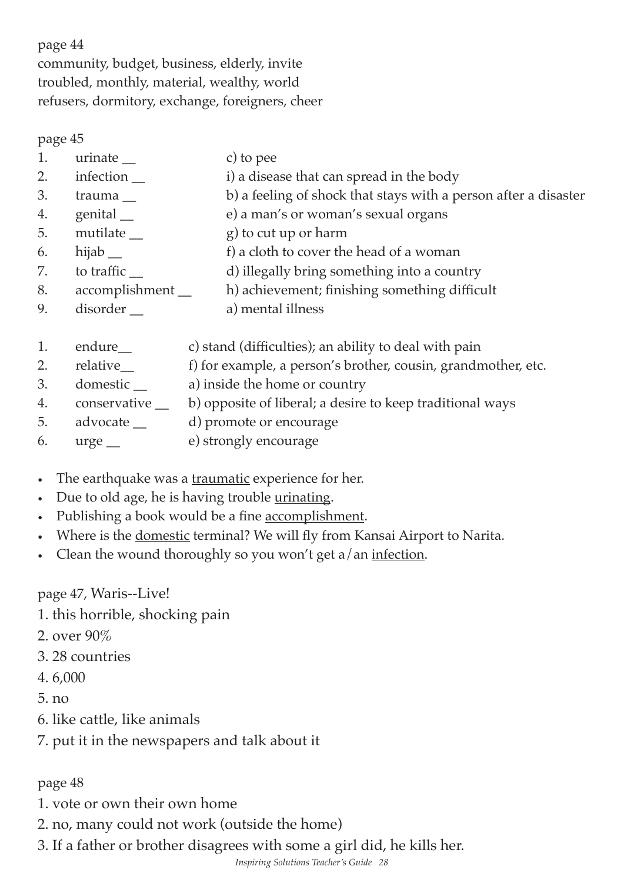page 44

community, budget, business, elderly, invite
troubled, monthly, material, wealthy, world
refusers, dormitory, exchange, foreigners, cheer

page 45

1. urinate __ c) to pee
2. infection __ i) a disease that can spread in the body
3. trauma __ b) a feeling of shock that stays with a person after a disaster
4. genital __ e) a man's or woman's sexual organs
5. mutilate __ g) to cut up or harm
6. hijab __ f) a cloth to cover the head of a woman
7. to traffic __ d) illegally bring something into a country
8. accomplishment __ h) achievement; finishing something difficult
9. disorder __ a) mental illness

1. endure__ c) stand (difficulties); an ability to deal with pain
2. relative__ f) for example, a person's brother, cousin, grandmother, etc.
3. domestic __ a) inside the home or country
4. conservative __ b) opposite of liberal; a desire to keep traditional ways
5. advocate __ d) promote or encourage
6. urge __ e) strongly encourage

- The earthquake was a <u>traumatic</u> experience for her.
- Due to old age, he is having trouble <u>urinating</u>.
- Publishing a book would be a fine <u>accomplishment</u>.
- Where is the <u>domestic</u> terminal? We will fly from Kansai Airport to Narita.
- Clean the wound thoroughly so you won't get a/an <u>infection</u>.

page 47, Waris--Live!

1. this horrible, shocking pain
2. over 90%
3. 28 countries
4. 6,000
5. no
6. like cattle, like animals
7. put it in the newspapers and talk about it

page 48

1. vote or own their own home
2. no, many could not work (outside the home)
3. If a father or brother disagrees with some a girl did, he kills her.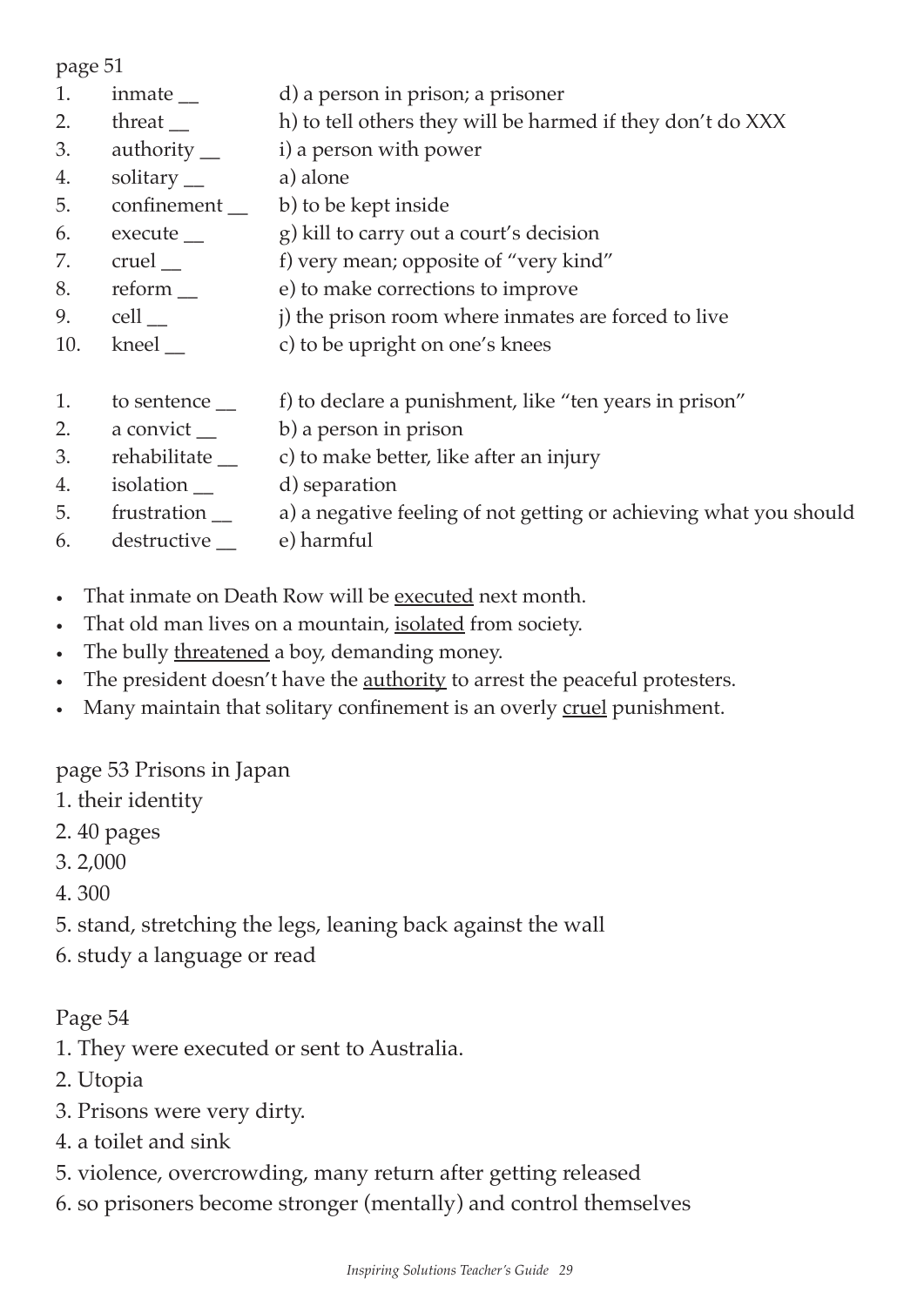page 51

1. inmate __ d) a person in prison; a prisoner
2. threat __ h) to tell others they will be harmed if they don't do XXX
3. authority __ i) a person with power
4. solitary __ a) alone
5. confinement __ b) to be kept inside
6. execute __ g) kill to carry out a court's decision
7. cruel __ f) very mean; opposite of "very kind"
8. reform __ e) to make corrections to improve
9. cell __ j) the prison room where inmates are forced to live
10. kneel __ c) to be upright on one's knees

1. to sentence __ f) to declare a punishment, like "ten years in prison"
2. a convict __ b) a person in prison
3. rehabilitate __ c) to make better, like after an injury
4. isolation __ d) separation
5. frustration __ a) a negative feeling of not getting or achieving what you should
6. destructive __ e) harmful

- That inmate on Death Row will be <u>executed</u> next month.
- That old man lives on a mountain, <u>isolated</u> from society.
- The bully <u>threatened</u> a boy, demanding money.
- The president doesn't have the <u>authority</u> to arrest the peaceful protesters.
- Many maintain that solitary confinement is an overly <u>cruel</u> punishment.

page 53 Prisons in Japan

1. their identity
2. 40 pages
3. 2,000
4. 300
5. stand, stretching the legs, leaning back against the wall
6. study a language or read

Page 54

1. They were executed or sent to Australia.
2. Utopia
3. Prisons were very dirty.
4. a toilet and sink
5. violence, overcrowding, many return after getting released
6. so prisoners become stronger (mentally) and control themselves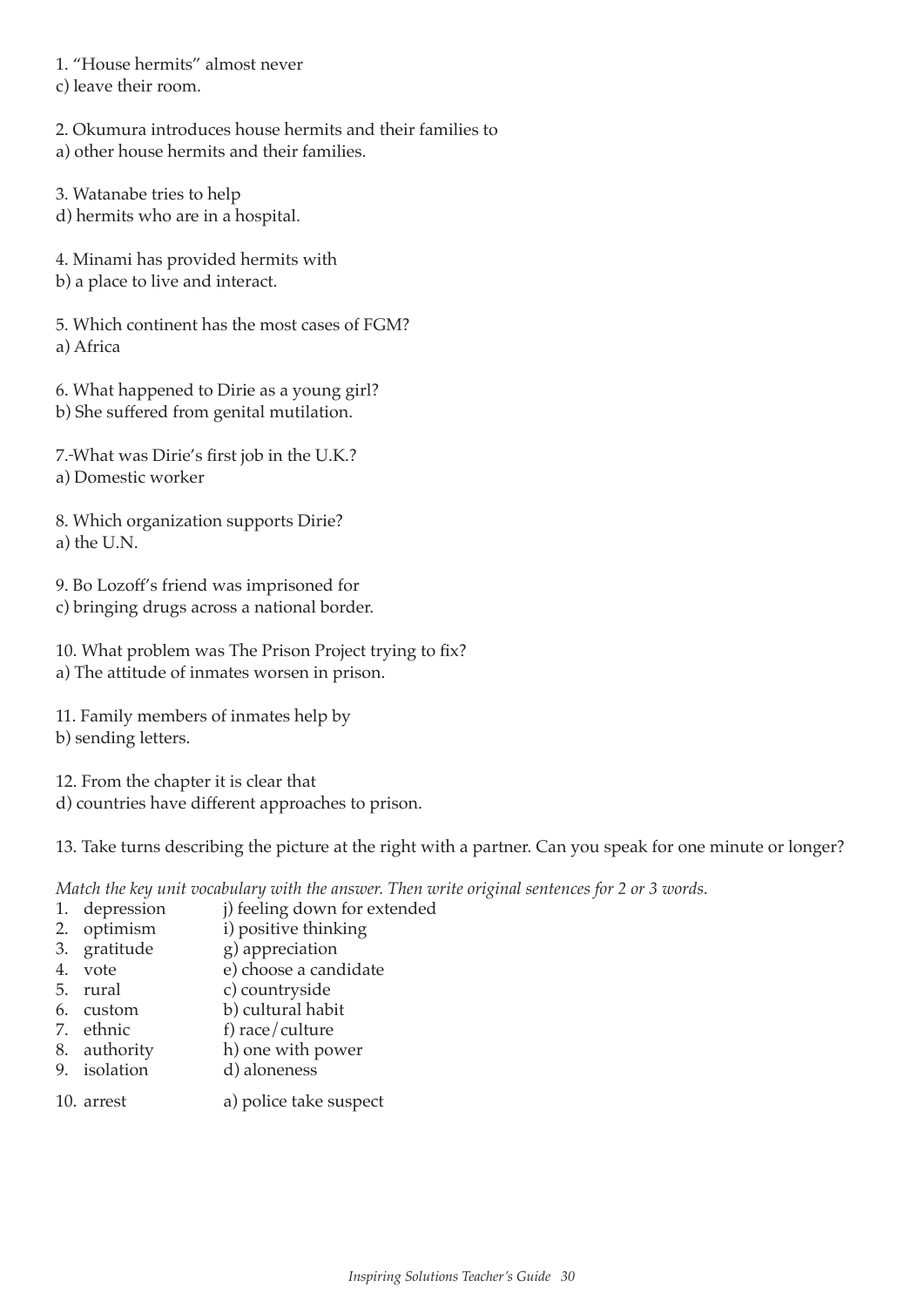1. "House hermits" almost never
c) leave their room.

2. Okumura introduces house hermits and their families to
a) other house hermits and their families.

3. Watanabe tries to help
d) hermits who are in a hospital.

4. Minami has provided hermits with
b) a place to live and interact.

5. Which continent has the most cases of FGM?
a) Africa

6. What happened to Dirie as a young girl?
b) She suffered from genital mutilation.

7.-What was Dirie's first job in the U.K.?
a) Domestic worker

8. Which organization supports Dirie?
a) the U.N.

9. Bo Lozoff's friend was imprisoned for
c) bringing drugs across a national border.

10. What problem was The Prison Project trying to fix?
a) The attitude of inmates worsen in prison.

11. Family members of inmates help by
b) sending letters.

12. From the chapter it is clear that
d) countries have different approaches to prison.

13. Take turns describing the picture at the right with a partner. Can you speak for one minute or longer?

*Match the key unit vocabulary with the answer. Then write original sentences for 2 or 3 words.*

1. depression — j) feeling down for extended
2. optimism — i) positive thinking
3. gratitude — g) appreciation
4. vote — e) choose a candidate
5. rural — c) countryside
6. custom — b) cultural habit
7. ethnic — f) race/culture
8. authority — h) one with power
9. isolation — d) aloneness
10. arrest — a) police take suspect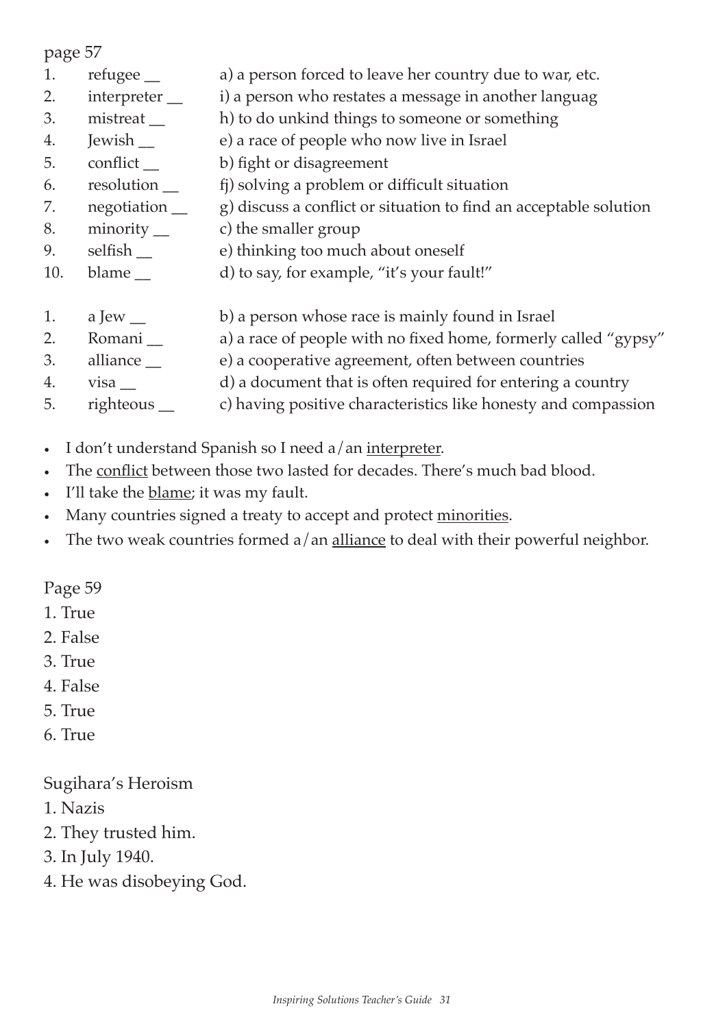page 57

| | | |
|---|---|---|
| 1. | refugee __ | a) a person forced to leave her country due to war, etc. |
| 2. | interpreter __ | i) a person who restates a message in another languag |
| 3. | mistreat __ | h) to do unkind things to someone or something |
| 4. | Jewish __ | e) a race of people who now live in Israel |
| 5. | conflict __ | b) fight or disagreement |
| 6. | resolution __ | fj) solving a problem or difficult situation |
| 7. | negotiation __ | g) discuss a conflict or situation to find an acceptable solution |
| 8. | minority __ | c) the smaller group |
| 9. | selfish __ | e) thinking too much about oneself |
| 10. | blame __ | d) to say, for example, "it's your fault!" |

| | | |
|---|---|---|
| 1. | a Jew __ | b) a person whose race is mainly found in Israel |
| 2. | Romani __ | a) a race of people with no fixed home, formerly called "gypsy" |
| 3. | alliance __ | e) a cooperative agreement, often between countries |
| 4. | visa __ | d) a document that is often required for entering a country |
| 5. | righteous __ | c) having positive characteristics like honesty and compassion |

- I don't understand Spanish so I need a/an <u>interpreter</u>.
- The <u>conflict</u> between those two lasted for decades. There's much bad blood.
- I'll take the <u>blame</u>; it was my fault.
- Many countries signed a treaty to accept and protect <u>minorities</u>.
- The two weak countries formed a/an <u>alliance</u> to deal with their powerful neighbor.

Page 59

1. True
2. False
3. True
4. False
5. True
6. True

Sugihara's Heroism

1. Nazis
2. They trusted him.
3. In July 1940.
4. He was disobeying God.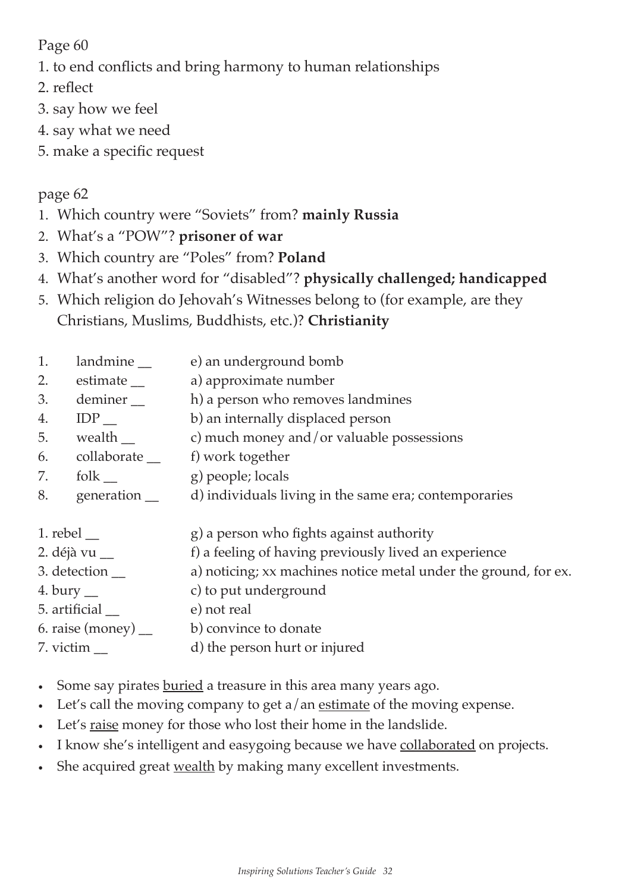Page 60

1. to end conflicts and bring harmony to human relationships
2. reflect
3. say how we feel
4. say what we need
5. make a specific request

page 62

1. Which country were "Soviets" from? **mainly Russia**
2. What's a "POW"? **prisoner of war**
3. Which country are "Poles" from? **Poland**
4. What's another word for "disabled"? **physically challenged; handicapped**
5. Which religion do Jehovah's Witnesses belong to (for example, are they Christians, Muslims, Buddhists, etc.)? **Christianity**

1. landmine __ e) an underground bomb
2. estimate __ a) approximate number
3. deminer __ h) a person who removes landmines
4. IDP __ b) an internally displaced person
5. wealth __ c) much money and/or valuable possessions
6. collaborate __ f) work together
7. folk __ g) people; locals
8. generation __ d) individuals living in the same era; contemporaries

1. rebel __ g) a person who fights against authority
2. déjà vu __ f) a feeling of having previously lived an experience
3. detection __ a) noticing; xx machines notice metal under the ground, for ex.
4. bury __ c) to put underground
5. artificial __ e) not real
6. raise (money) __ b) convince to donate
7. victim __ d) the person hurt or injured

- Some say pirates <u>buried</u> a treasure in this area many years ago.
- Let's call the moving company to get a/an <u>estimate</u> of the moving expense.
- Let's <u>raise</u> money for those who lost their home in the landslide.
- I know she's intelligent and easygoing because we have <u>collaborated</u> on projects.
- She acquired great <u>wealth</u> by making many excellent investments.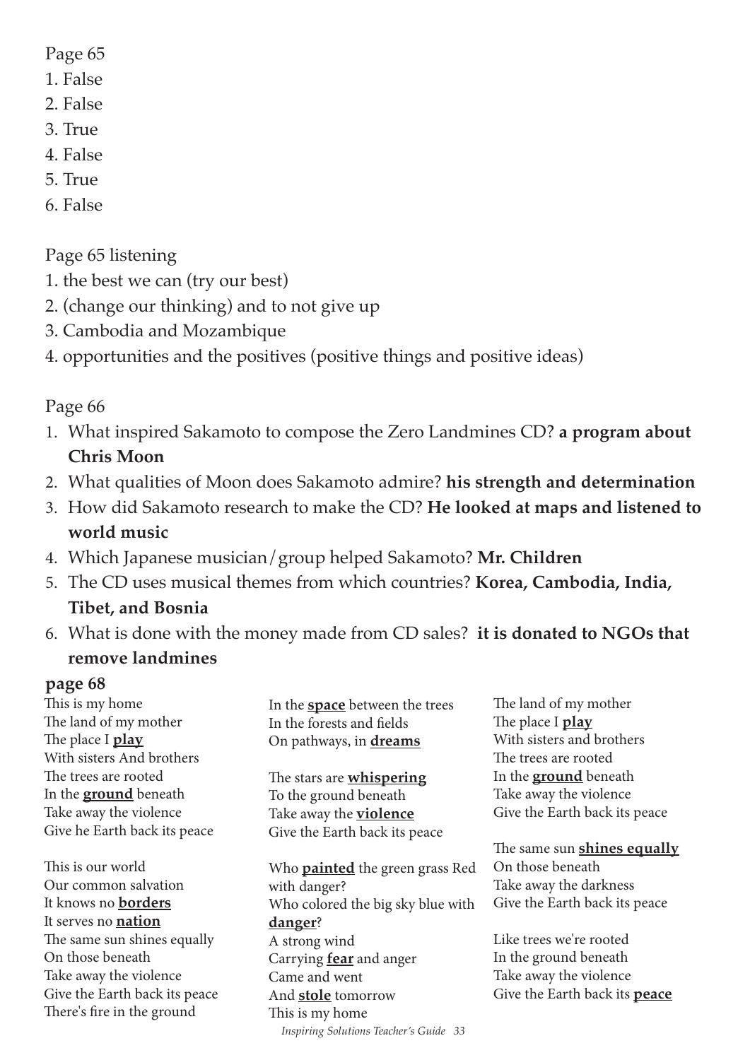Page 65

1. False
2. False
3. True
4. False
5. True
6. False

Page 65 listening

1. the best we can (try our best)
2. (change our thinking) and to not give up
3. Cambodia and Mozambique
4. opportunities and the positives (positive things and positive ideas)

Page 66

1. What inspired Sakamoto to compose the Zero Landmines CD? **a program about Chris Moon**
2. What qualities of Moon does Sakamoto admire? **his strength and determination**
3. How did Sakamoto research to make the CD? **He looked at maps and listened to world music**
4. Which Japanese musician/group helped Sakamoto? **Mr. Children**
5. The CD uses musical themes from which countries? **Korea, Cambodia, India, Tibet, and Bosnia**
6. What is done with the money made from CD sales? **it is donated to NGOs that remove landmines**

**page 68**

This is my home
The land of my mother
The place I **play**
With sisters And brothers
The trees are rooted
In the **ground** beneath
Take away the violence
Give he Earth back its peace

This is our world
Our common salvation
It knows no **borders**
It serves no **nation**
The same sun shines equally
On those beneath
Take away the violence
Give the Earth back its peace
There's fire in the ground

In the **space** between the trees
In the forests and fields
On pathways, in **dreams**

The stars are **whispering**
To the ground beneath
Take away the **violence**
Give the Earth back its peace

Who **painted** the green grass Red with danger?
Who colored the big sky blue with **danger**?
A strong wind
Carrying **fear** and anger
Came and went
And **stole** tomorrow
This is my home

The land of my mother
The place I **play**
With sisters and brothers
The trees are rooted
In the **ground** beneath
Take away the violence
Give the Earth back its peace

The same sun **shines equally**
On those beneath
Take away the darkness
Give the Earth back its peace

Like trees we're rooted
In the ground beneath
Take away the violence
Give the Earth back its **peace**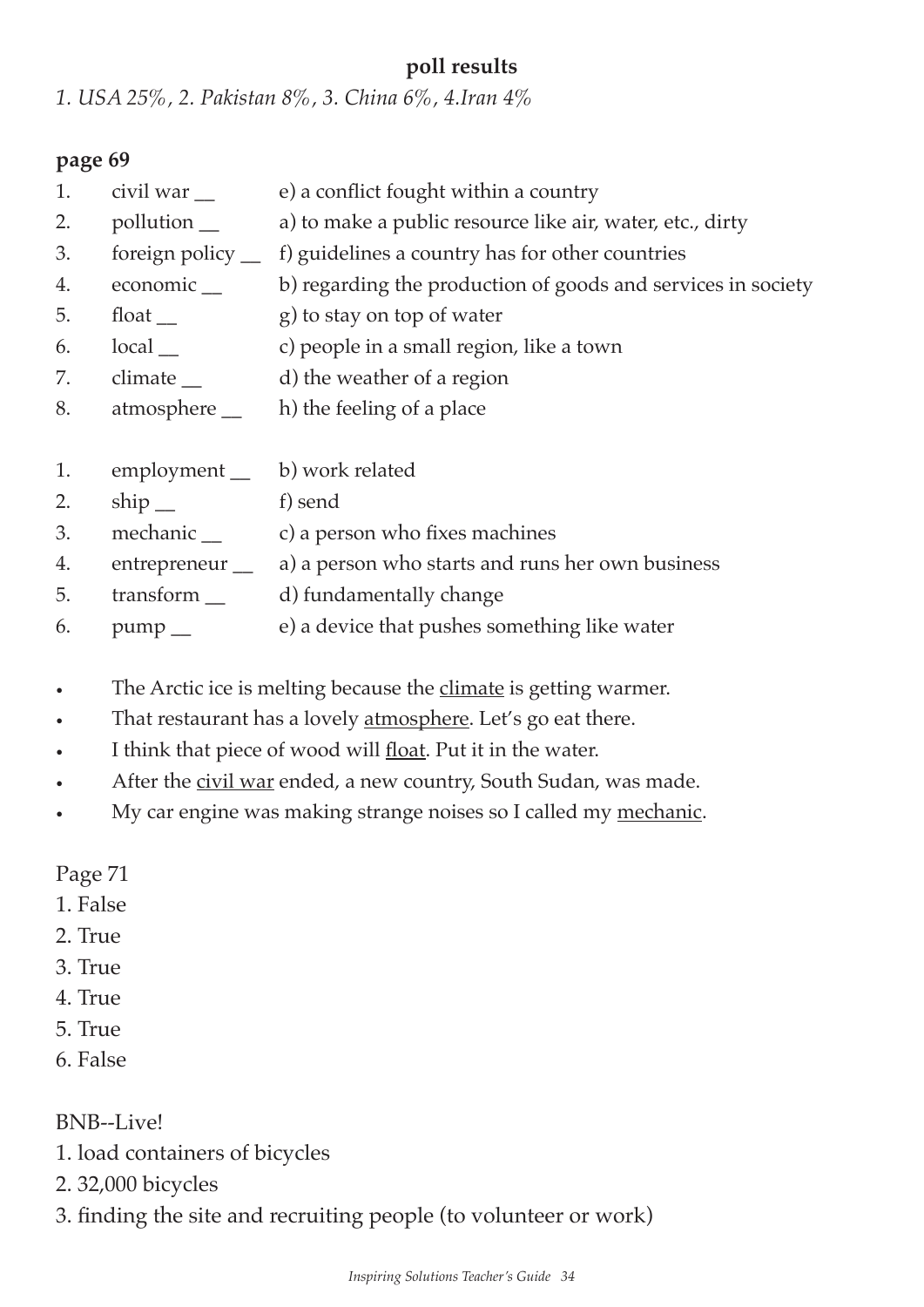**poll results**

*1. USA 25%, 2. Pakistan 8%, 3. China 6%, 4.Iran 4%*

**page 69**

1. civil war __ e) a conflict fought within a country
2. pollution __ a) to make a public resource like air, water, etc., dirty
3. foreign policy __ f) guidelines a country has for other countries
4. economic __ b) regarding the production of goods and services in society
5. float __ g) to stay on top of water
6. local __ c) people in a small region, like a town
7. climate __ d) the weather of a region
8. atmosphere __ h) the feeling of a place

1. employment __ b) work related
2. ship __ f) send
3. mechanic __ c) a person who fixes machines
4. entrepreneur __ a) a person who starts and runs her own business
5. transform __ d) fundamentally change
6. pump __ e) a device that pushes something like water

- The Arctic ice is melting because the <u>climate</u> is getting warmer.
- That restaurant has a lovely <u>atmosphere</u>. Let's go eat there.
- I think that piece of wood will <u>float</u>. Put it in the water.
- After the <u>civil war</u> ended, a new country, South Sudan, was made.
- My car engine was making strange noises so I called my <u>mechanic</u>.

Page 71

1. False
2. True
3. True
4. True
5. True
6. False

BNB--Live!

1. load containers of bicycles
2. 32,000 bicycles
3. finding the site and recruiting people (to volunteer or work)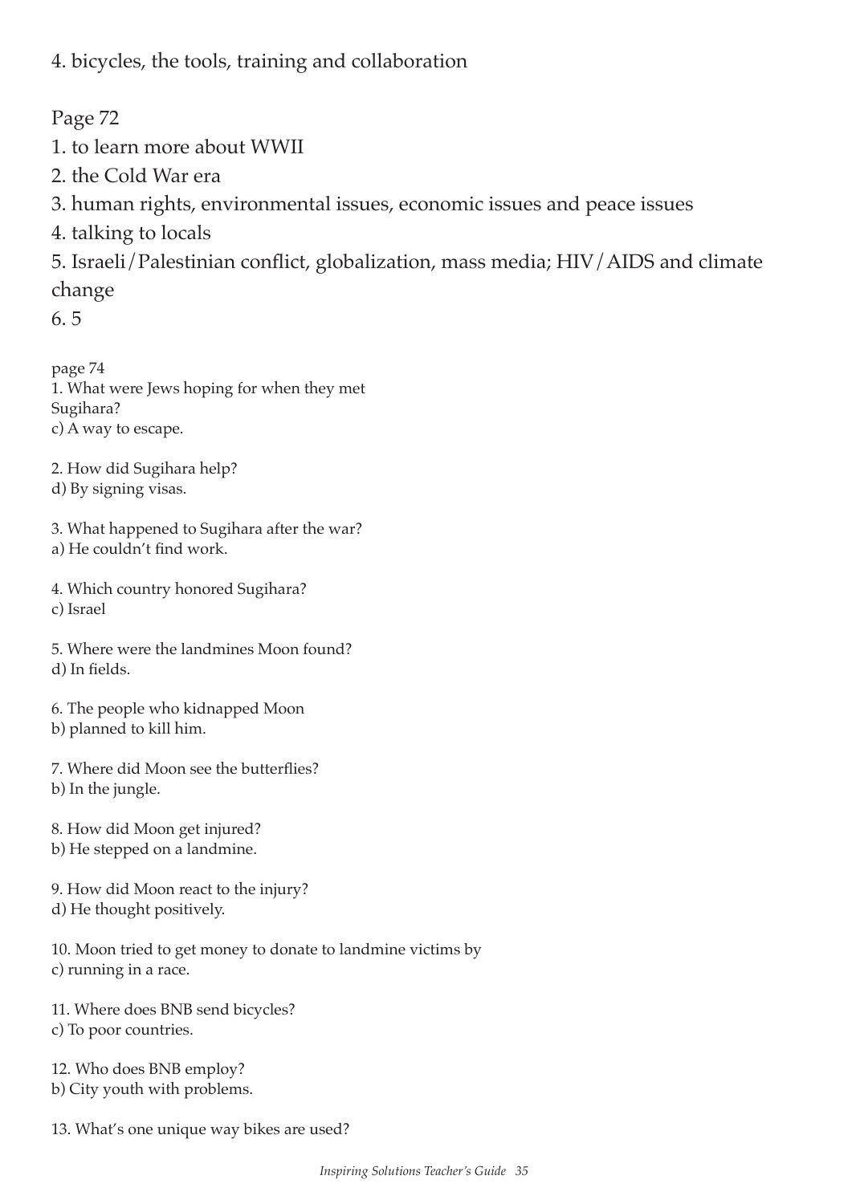4. bicycles, the tools, training and collaboration

Page 72

1. to learn more about WWII
2. the Cold War era
3. human rights, environmental issues, economic issues and peace issues
4. talking to locals
5. Israeli/Palestinian conflict, globalization, mass media; HIV/AIDS and climate change
6. 5

page 74

1. What were Jews hoping for when they met Sugihara?
c) A way to escape.

2. How did Sugihara help?
d) By signing visas.

3. What happened to Sugihara after the war?
a) He couldn't find work.

4. Which country honored Sugihara?
c) Israel

5. Where were the landmines Moon found?
d) In fields.

6. The people who kidnapped Moon
b) planned to kill him.

7. Where did Moon see the butterflies?
b) In the jungle.

8. How did Moon get injured?
b) He stepped on a landmine.

9. How did Moon react to the injury?
d) He thought positively.

10. Moon tried to get money to donate to landmine victims by
c) running in a race.

11. Where does BNB send bicycles?
c) To poor countries.

12. Who does BNB employ?
b) City youth with problems.

13. What's one unique way bikes are used?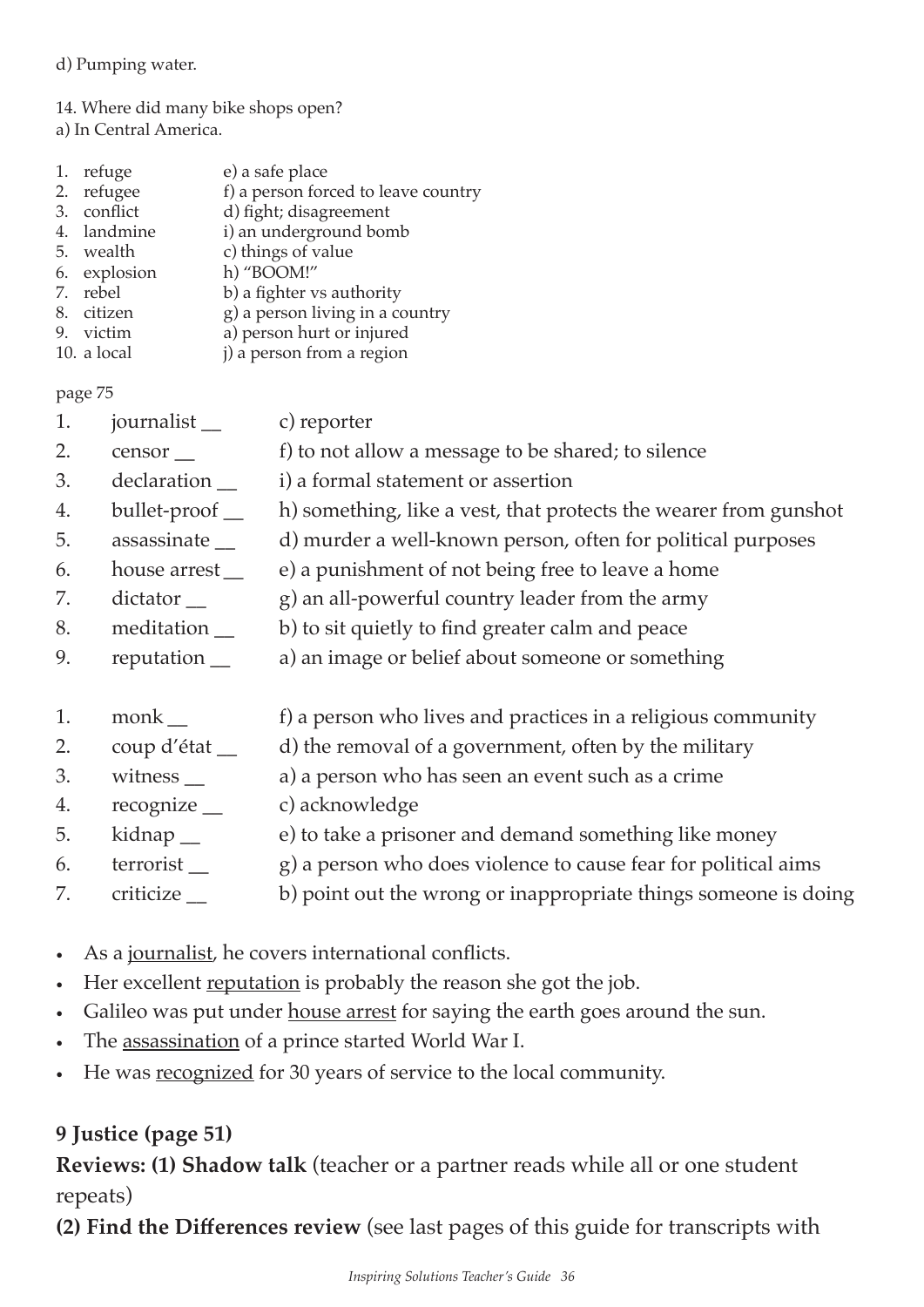d) Pumping water.

14. Where did many bike shops open?
a) In Central America.

| | | |
|---|---|---|
| 1. | refuge | e) a safe place |
| 2. | refugee | f) a person forced to leave country |
| 3. | conflict | d) fight; disagreement |
| 4. | landmine | i) an underground bomb |
| 5. | wealth | c) things of value |
| 6. | explosion | h) "BOOM!" |
| 7. | rebel | b) a fighter vs authority |
| 8. | citizen | g) a person living in a country |
| 9. | victim | a) person hurt or injured |
| 10. | a local | j) a person from a region |

page 75

| | | |
|---|---|---|
| 1. | journalist __ | c) reporter |
| 2. | censor __ | f) to not allow a message to be shared; to silence |
| 3. | declaration __ | i) a formal statement or assertion |
| 4. | bullet-proof __ | h) something, like a vest, that protects the wearer from gunshot |
| 5. | assassinate __ | d) murder a well-known person, often for political purposes |
| 6. | house arrest __ | e) a punishment of not being free to leave a home |
| 7. | dictator __ | g) an all-powerful country leader from the army |
| 8. | meditation __ | b) to sit quietly to find greater calm and peace |
| 9. | reputation __ | a) an image or belief about someone or something |

| | | |
|---|---|---|
| 1. | monk __ | f) a person who lives and practices in a religious community |
| 2. | coup d'état __ | d) the removal of a government, often by the military |
| 3. | witness __ | a) a person who has seen an event such as a crime |
| 4. | recognize __ | c) acknowledge |
| 5. | kidnap __ | e) to take a prisoner and demand something like money |
| 6. | terrorist __ | g) a person who does violence to cause fear for political aims |
| 7. | criticize __ | b) point out the wrong or inappropriate things someone is doing |

- As a <u>journalist</u>, he covers international conflicts.
- Her excellent <u>reputation</u> is probably the reason she got the job.
- Galileo was put under <u>house arrest</u> for saying the earth goes around the sun.
- The <u>assassination</u> of a prince started World War I.
- He was <u>recognized</u> for 30 years of service to the local community.

**9 Justice (page 51)**

**Reviews: (1) Shadow talk** (teacher or a partner reads while all or one student repeats)

**(2) Find the Differences review** (see last pages of this guide for transcripts with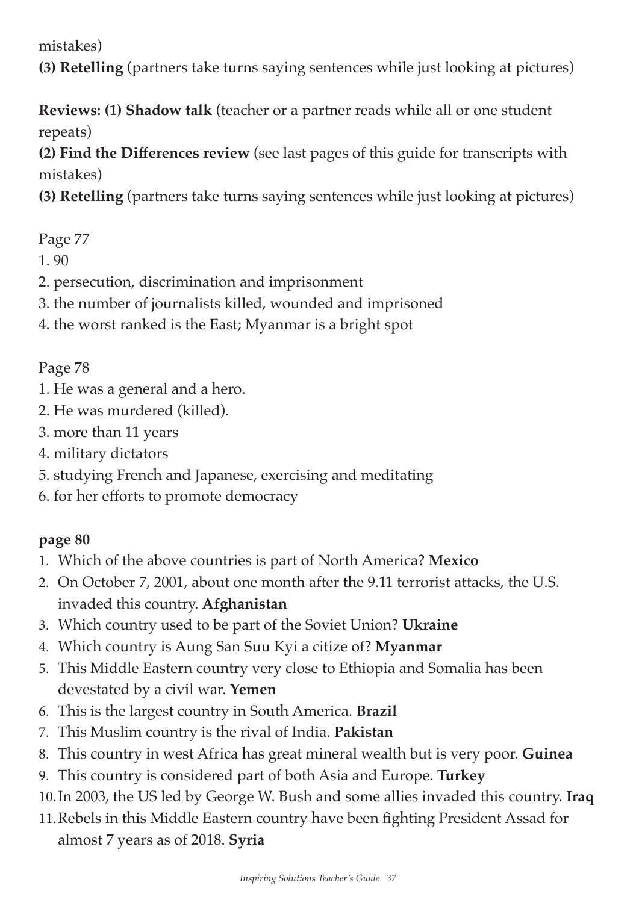mistakes)

**(3) Retelling** (partners take turns saying sentences while just looking at pictures)

**Reviews: (1) Shadow talk** (teacher or a partner reads while all or one student repeats)

**(2) Find the Differences review** (see last pages of this guide for transcripts with mistakes)

**(3) Retelling** (partners take turns saying sentences while just looking at pictures)

Page 77

1. 90
2. persecution, discrimination and imprisonment
3. the number of journalists killed, wounded and imprisoned
4. the worst ranked is the East; Myanmar is a bright spot

Page 78

1. He was a general and a hero.
2. He was murdered (killed).
3. more than 11 years
4. military dictators
5. studying French and Japanese, exercising and meditating
6. for her efforts to promote democracy

**page 80**

1. Which of the above countries is part of North America? **Mexico**
2. On October 7, 2001, about one month after the 9.11 terrorist attacks, the U.S. invaded this country. **Afghanistan**
3. Which country used to be part of the Soviet Union? **Ukraine**
4. Which country is Aung San Suu Kyi a citize of? **Myanmar**
5. This Middle Eastern country very close to Ethiopia and Somalia has been devestated by a civil war. **Yemen**
6. This is the largest country in South America. **Brazil**
7. This Muslim country is the rival of India. **Pakistan**
8. This country in west Africa has great mineral wealth but is very poor. **Guinea**
9. This country is considered part of both Asia and Europe. **Turkey**
10. In 2003, the US led by George W. Bush and some allies invaded this country. **Iraq**
11. Rebels in this Middle Eastern country have been fighting President Assad for almost 7 years as of 2018. **Syria**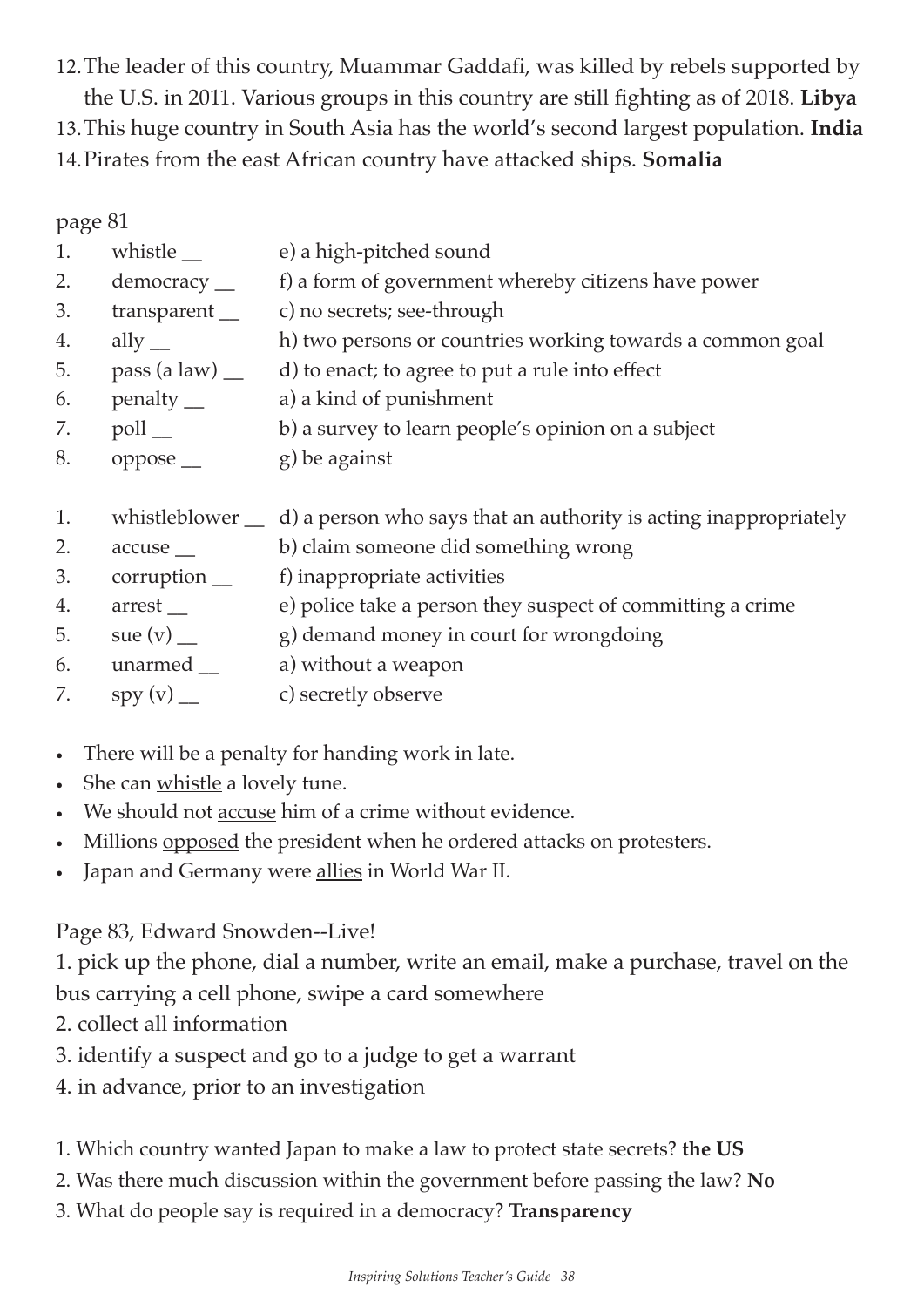12. The leader of this country, Muammar Gaddafi, was killed by rebels supported by the U.S. in 2011. Various groups in this country are still fighting as of 2018. **Libya**
13. This huge country in South Asia has the world's second largest population. **India**
14. Pirates from the east African country have attacked ships. **Somalia**

page 81

1. whistle __ e) a high-pitched sound
2. democracy __ f) a form of government whereby citizens have power
3. transparent __ c) no secrets; see-through
4. ally __ h) two persons or countries working towards a common goal
5. pass (a law) __ d) to enact; to agree to put a rule into effect
6. penalty __ a) a kind of punishment
7. poll __ b) a survey to learn people's opinion on a subject
8. oppose __ g) be against

1. whistleblower __ d) a person who says that an authority is acting inappropriately
2. accuse __ b) claim someone did something wrong
3. corruption __ f) inappropriate activities
4. arrest __ e) police take a person they suspect of committing a crime
5. sue (v) __ g) demand money in court for wrongdoing
6. unarmed __ a) without a weapon
7. spy (v) __ c) secretly observe

- There will be a <u>penalty</u> for handing work in late.
- She can <u>whistle</u> a lovely tune.
- We should not <u>accuse</u> him of a crime without evidence.
- Millions <u>opposed</u> the president when he ordered attacks on protesters.
- Japan and Germany were <u>allies</u> in World War II.

Page 83, Edward Snowden--Live!

1. pick up the phone, dial a number, write an email, make a purchase, travel on the bus carrying a cell phone, swipe a card somewhere
2. collect all information
3. identify a suspect and go to a judge to get a warrant
4. in advance, prior to an investigation

1. Which country wanted Japan to make a law to protect state secrets? **the US**
2. Was there much discussion within the government before passing the law? **No**
3. What do people say is required in a democracy? **Transparency**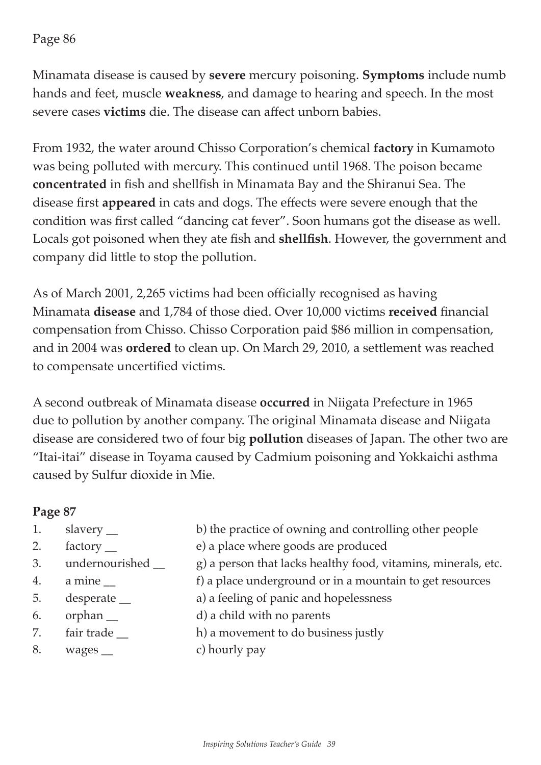Page 86

Minamata disease is caused by **severe** mercury poisoning. **Symptoms** include numb hands and feet, muscle **weakness**, and damage to hearing and speech. In the most severe cases **victims** die. The disease can affect unborn babies.

From 1932, the water around Chisso Corporation's chemical **factory** in Kumamoto was being polluted with mercury. This continued until 1968. The poison became **concentrated** in fish and shellfish in Minamata Bay and the Shiranui Sea. The disease first **appeared** in cats and dogs. The effects were severe enough that the condition was first called "dancing cat fever". Soon humans got the disease as well. Locals got poisoned when they ate fish and **shellfish**. However, the government and company did little to stop the pollution.

As of March 2001, 2,265 victims had been officially recognised as having Minamata **disease** and 1,784 of those died. Over 10,000 victims **received** financial compensation from Chisso. Chisso Corporation paid $86 million in compensation, and in 2004 was **ordered** to clean up. On March 29, 2010, a settlement was reached to compensate uncertified victims.

A second outbreak of Minamata disease **occurred** in Niigata Prefecture in 1965 due to pollution by another company. The original Minamata disease and Niigata disease are considered two of four big **pollution** diseases of Japan. The other two are "Itai-itai" disease in Toyama caused by Cadmium poisoning and Yokkaichi asthma caused by Sulfur dioxide in Mie.

**Page 87**

1. slavery __ b) the practice of owning and controlling other people
2. factory __ e) a place where goods are produced
3. undernourished __ g) a person that lacks healthy food, vitamins, minerals, etc.
4. a mine __ f) a place underground or in a mountain to get resources
5. desperate __ a) a feeling of panic and hopelessness
6. orphan __ d) a child with no parents
7. fair trade __ h) a movement to do business justly
8. wages __ c) hourly pay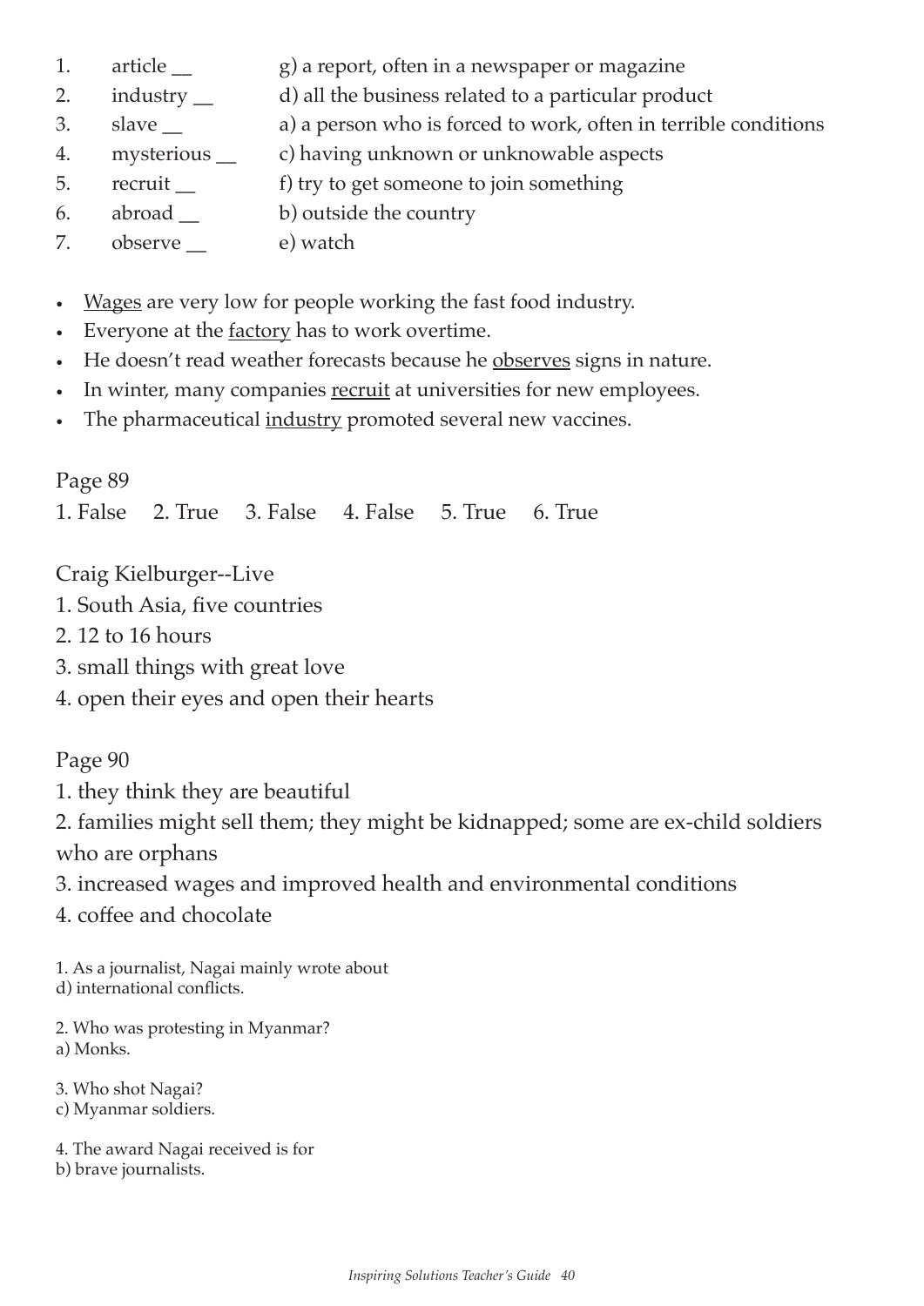1. article __ g) a report, often in a newspaper or magazine
2. industry __ d) all the business related to a particular product
3. slave __ a) a person who is forced to work, often in terrible conditions
4. mysterious __ c) having unknown or unknowable aspects
5. recruit __ f) try to get someone to join something
6. abroad __ b) outside the country
7. observe __ e) watch

- <u>Wages</u> are very low for people working the fast food industry.
- Everyone at the <u>factory</u> has to work overtime.
- He doesn't read weather forecasts because he <u>observes</u> signs in nature.
- In winter, many companies <u>recruit</u> at universities for new employees.
- The pharmaceutical <u>industry</u> promoted several new vaccines.

Page 89

1. False 2. True 3. False 4. False 5. True 6. True

Craig Kielburger--Live

1. South Asia, five countries
2. 12 to 16 hours
3. small things with great love
4. open their eyes and open their hearts

Page 90

1. they think they are beautiful
2. families might sell them; they might be kidnapped; some are ex-child soldiers who are orphans
3. increased wages and improved health and environmental conditions
4. coffee and chocolate

1. As a journalist, Nagai mainly wrote about
d) international conflicts.

2. Who was protesting in Myanmar?
a) Monks.

3. Who shot Nagai?
c) Myanmar soldiers.

4. The award Nagai received is for
b) brave journalists.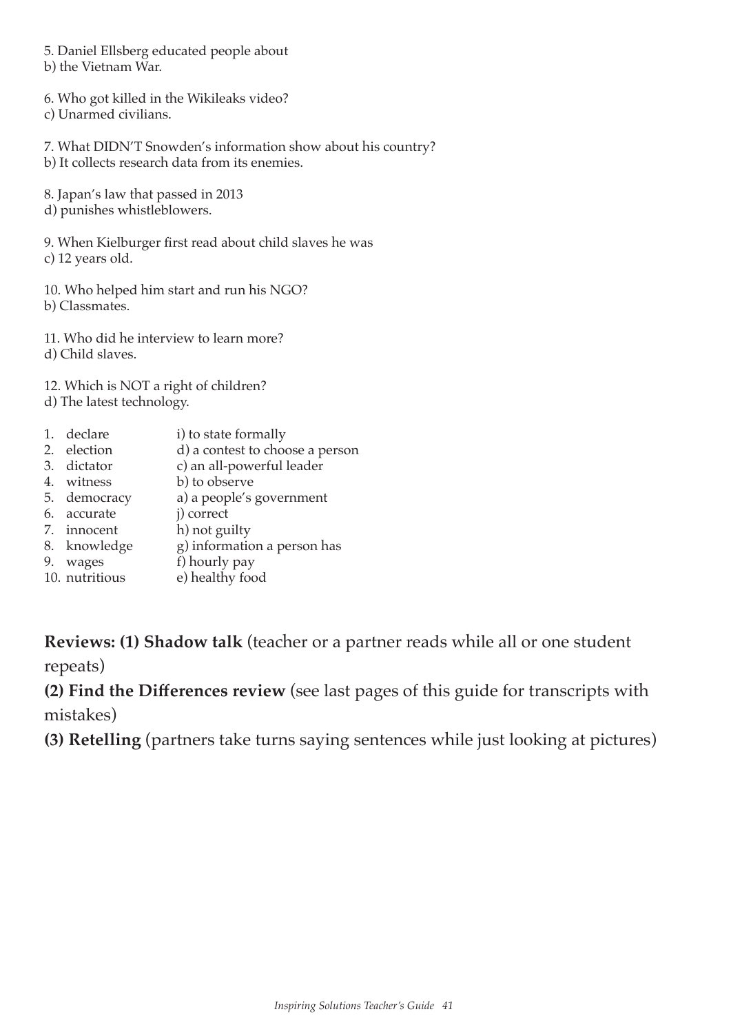5. Daniel Ellsberg educated people about
b) the Vietnam War.

6. Who got killed in the Wikileaks video?
c) Unarmed civilians.

7. What DIDN'T Snowden's information show about his country?
b) It collects research data from its enemies.

8. Japan's law that passed in 2013
d) punishes whistleblowers.

9. When Kielburger first read about child slaves he was
c) 12 years old.

10. Who helped him start and run his NGO?
b) Classmates.

11. Who did he interview to learn more?
d) Child slaves.

12. Which is NOT a right of children?
d) The latest technology.

| | |
|---|---|
| 1. declare | i) to state formally |
| 2. election | d) a contest to choose a person |
| 3. dictator | c) an all-powerful leader |
| 4. witness | b) to observe |
| 5. democracy | a) a people's government |
| 6. accurate | j) correct |
| 7. innocent | h) not guilty |
| 8. knowledge | g) information a person has |
| 9. wages | f) hourly pay |
| 10. nutritious | e) healthy food |

**Reviews: (1) Shadow talk** (teacher or a partner reads while all or one student repeats)

**(2) Find the Differences review** (see last pages of this guide for transcripts with mistakes)

**(3) Retelling** (partners take turns saying sentences while just looking at pictures)